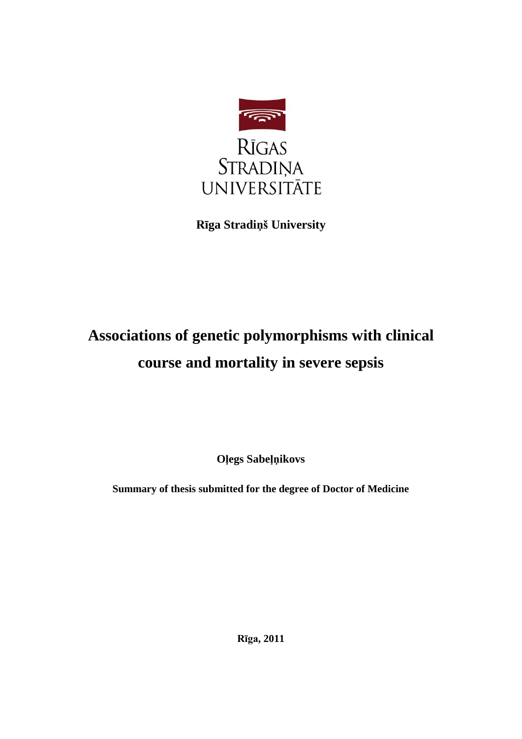RĪGAS STRADIŅA UNIVERSITĀTE

**Rīga Stradiņš University**

# Associations of genetic polymorphisms with clinical course and mortality in severe sepsis

**Oļegs Sabeļņikovs**

**Summary of thesis submitted for the degree of Doctor of Medicine**

**Rīga, 2011**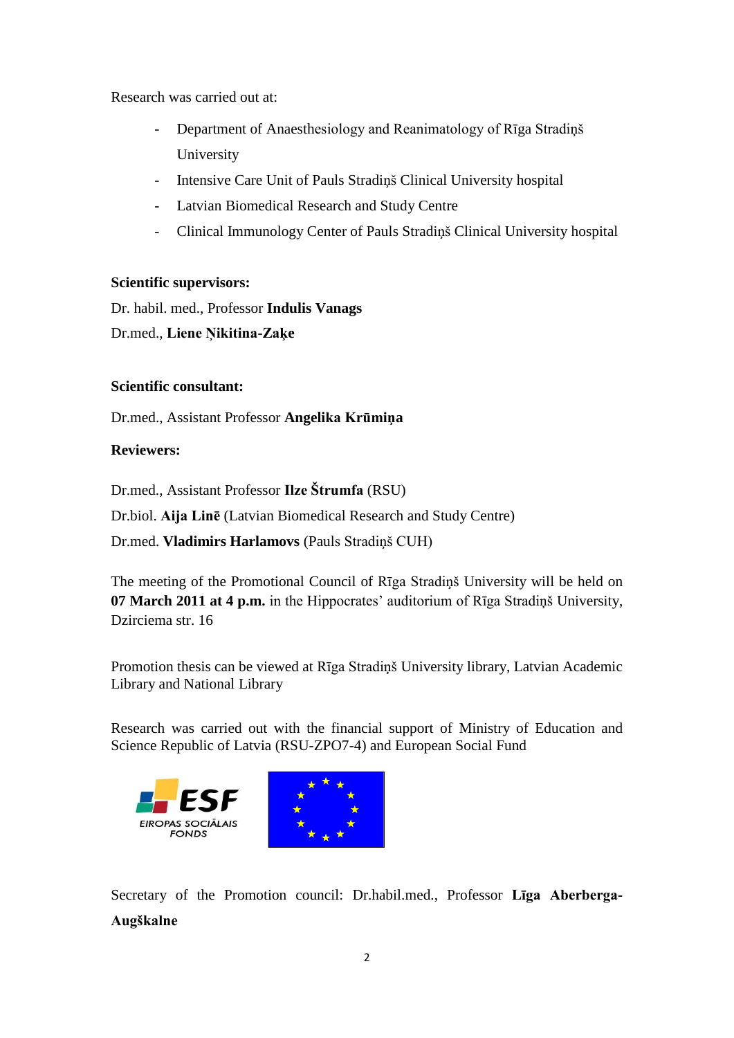Research was carried out at:

- Department of Anaesthesiology and Reanimatology of Rīga Stradiņš University
- Intensive Care Unit of Pauls Stradiņš Clinical University hospital
- Latvian Biomedical Research and Study Centre
- Clinical Immunology Center of Pauls Stradiņš Clinical University hospital

**Scientific supervisors:**

Dr. habil. med., Professor **Indulis Vanags**

Dr.med., **Liene Ņikitina-Zaķe**

**Scientific consultant:**

Dr.med., Assistant Professor **Angelika Krūmiņa**

**Reviewers:**

Dr.med., Assistant Professor **Ilze Štrumfa** (RSU)

Dr.biol. **Aija Linē** (Latvian Biomedical Research and Study Centre)

Dr.med. **Vladimirs Harlamovs** (Pauls Stradiņš CUH)

The meeting of the Promotional Council of Rīga Stradiņš University will be held on **07 March 2011 at 4 p.m.** in the Hippocrates' auditorium of Rīga Stradiņš University, Dzirciema str. 16

Promotion thesis can be viewed at Rīga Stradiņš University library, Latvian Academic Library and National Library

Research was carried out with the financial support of Ministry of Education and Science Republic of Latvia (RSU-ZPO7-4) and European Social Fund

ESF EIROPAS SOCIĀLAIS FONDS

Secretary of the Promotion council: Dr.habil.med., Professor **Līga Aberberga-Augškalne**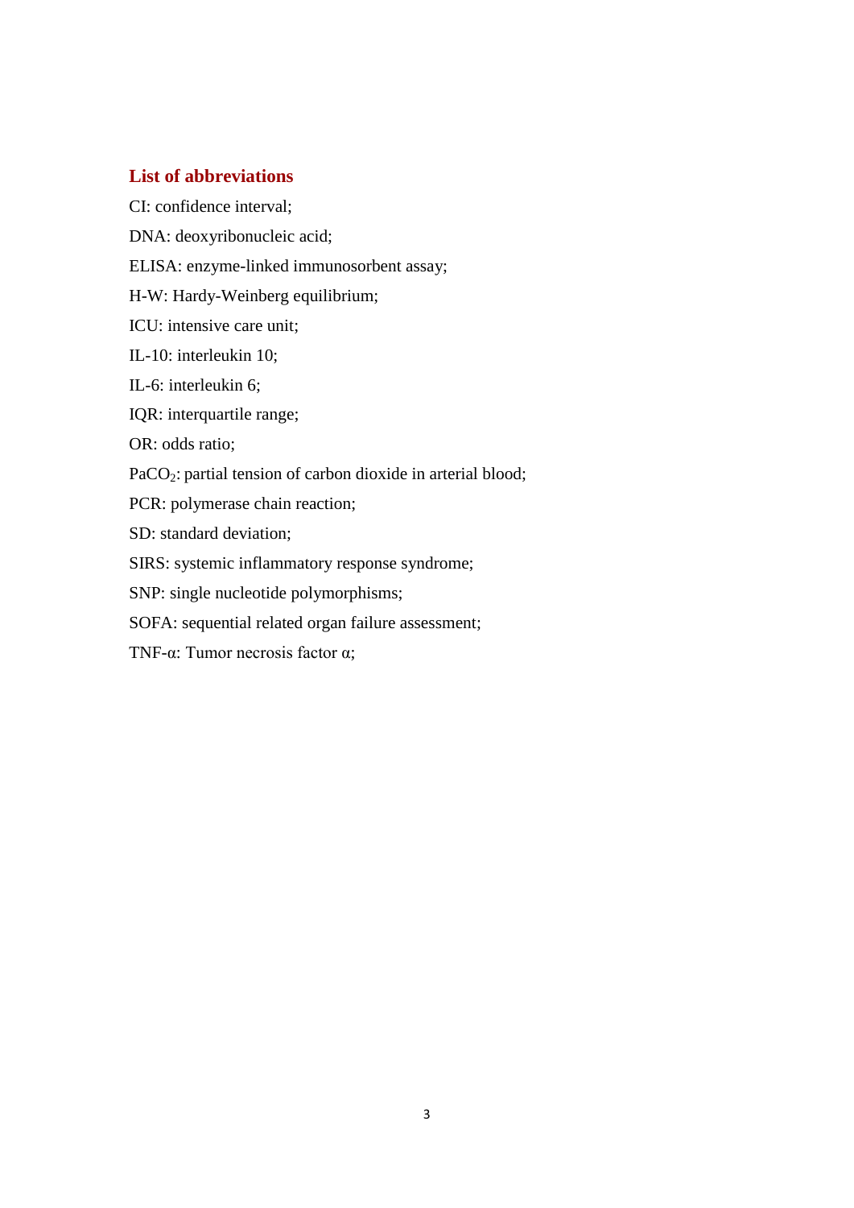## List of abbreviations

CI: confidence interval;

DNA: deoxyribonucleic acid;

ELISA: enzyme-linked immunosorbent assay;

H-W: Hardy-Weinberg equilibrium;

ICU: intensive care unit;

IL-10: interleukin 10;

IL-6: interleukin 6;

IQR: interquartile range;

OR: odds ratio;

$PaCO_2$: partial tension of carbon dioxide in arterial blood;

PCR: polymerase chain reaction;

SD: standard deviation;

SIRS: systemic inflammatory response syndrome;

SNP: single nucleotide polymorphisms;

SOFA: sequential related organ failure assessment;

TNF-α: Tumor necrosis factor α;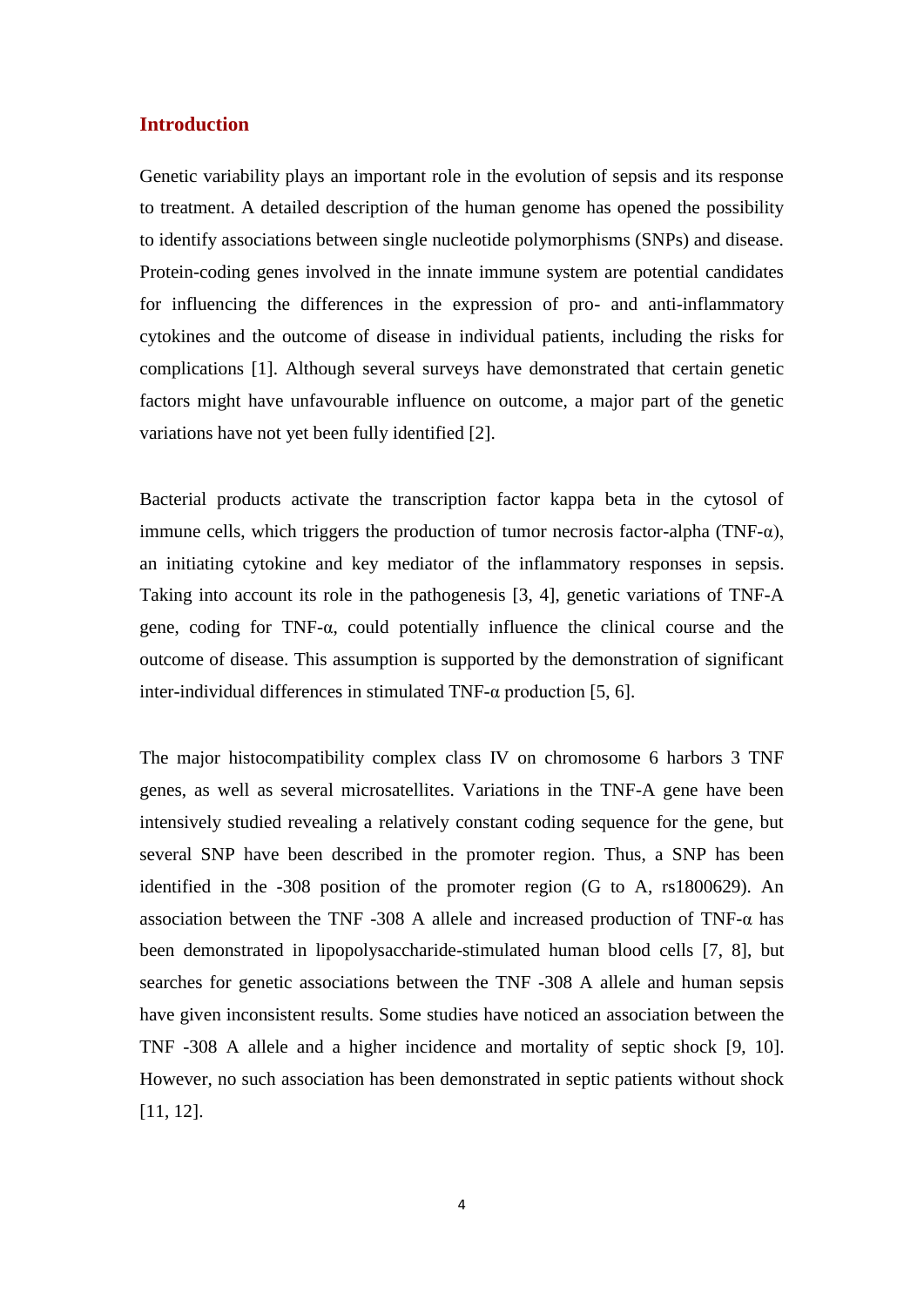## Introduction

Genetic variability plays an important role in the evolution of sepsis and its response to treatment. A detailed description of the human genome has opened the possibility to identify associations between single nucleotide polymorphisms (SNPs) and disease. Protein-coding genes involved in the innate immune system are potential candidates for influencing the differences in the expression of pro- and anti-inflammatory cytokines and the outcome of disease in individual patients, including the risks for complications [1]. Although several surveys have demonstrated that certain genetic factors might have unfavourable influence on outcome, a major part of the genetic variations have not yet been fully identified [2].

Bacterial products activate the transcription factor kappa beta in the cytosol of immune cells, which triggers the production of tumor necrosis factor-alpha (TNF-α), an initiating cytokine and key mediator of the inflammatory responses in sepsis. Taking into account its role in the pathogenesis [3, 4], genetic variations of TNF-A gene, coding for TNF-α, could potentially influence the clinical course and the outcome of disease. This assumption is supported by the demonstration of significant inter-individual differences in stimulated TNF-α production [5, 6].

The major histocompatibility complex class IV on chromosome 6 harbors 3 TNF genes, as well as several microsatellites. Variations in the TNF-A gene have been intensively studied revealing a relatively constant coding sequence for the gene, but several SNP have been described in the promoter region. Thus, a SNP has been identified in the -308 position of the promoter region (G to A, rs1800629). An association between the TNF -308 A allele and increased production of TNF-α has been demonstrated in lipopolysaccharide-stimulated human blood cells [7, 8], but searches for genetic associations between the TNF -308 A allele and human sepsis have given inconsistent results. Some studies have noticed an association between the TNF -308 A allele and a higher incidence and mortality of septic shock [9, 10]. However, no such association has been demonstrated in septic patients without shock [11, 12].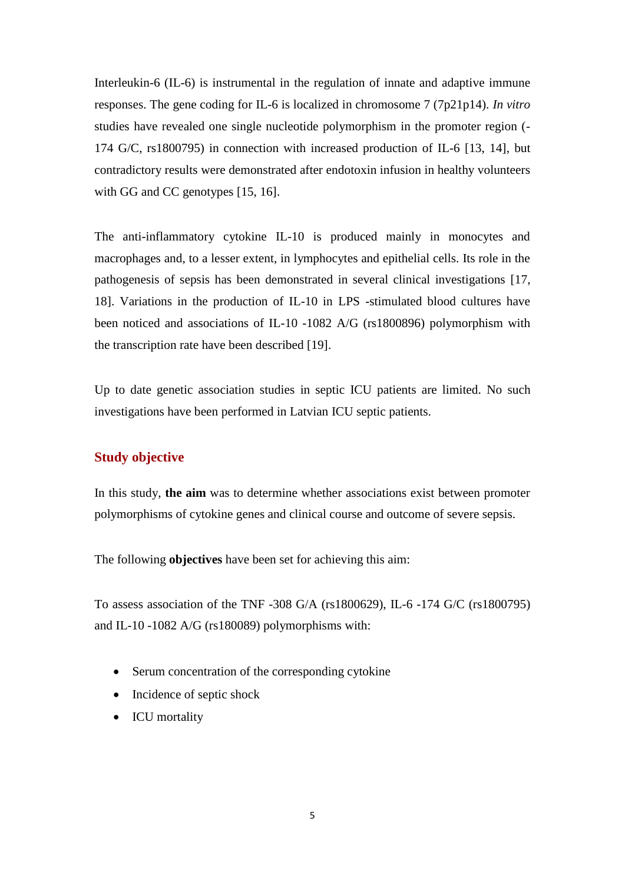Interleukin-6 (IL-6) is instrumental in the regulation of innate and adaptive immune responses. The gene coding for IL-6 is localized in chromosome 7 (7p21p14). *In vitro* studies have revealed one single nucleotide polymorphism in the promoter region (-174 G/C, rs1800795) in connection with increased production of IL-6 [13, 14], but contradictory results were demonstrated after endotoxin infusion in healthy volunteers with GG and CC genotypes [15, 16].

The anti-inflammatory cytokine IL-10 is produced mainly in monocytes and macrophages and, to a lesser extent, in lymphocytes and epithelial cells. Its role in the pathogenesis of sepsis has been demonstrated in several clinical investigations [17, 18]. Variations in the production of IL-10 in LPS -stimulated blood cultures have been noticed and associations of IL-10 -1082 A/G (rs1800896) polymorphism with the transcription rate have been described [19].

Up to date genetic association studies in septic ICU patients are limited. No such investigations have been performed in Latvian ICU septic patients.

## Study objective

In this study, **the aim** was to determine whether associations exist between promoter polymorphisms of cytokine genes and clinical course and outcome of severe sepsis.

The following **objectives** have been set for achieving this aim:

To assess association of the TNF -308 G/A (rs1800629), IL-6 -174 G/C (rs1800795) and IL-10 -1082 A/G (rs180089) polymorphisms with:

- Serum concentration of the corresponding cytokine
- Incidence of septic shock
- ICU mortality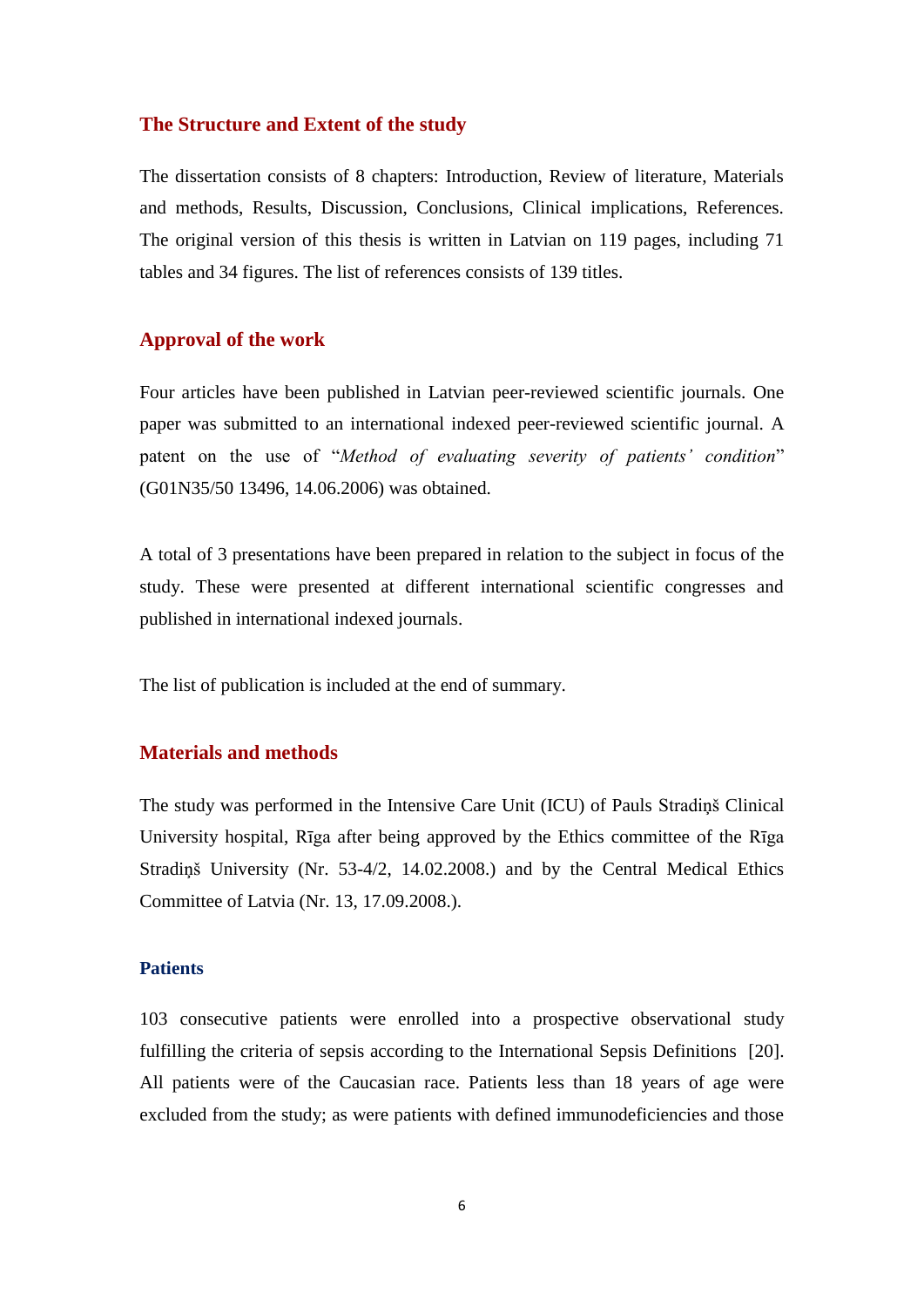## The Structure and Extent of the study

The dissertation consists of 8 chapters: Introduction, Review of literature, Materials and methods, Results, Discussion, Conclusions, Clinical implications, References. The original version of this thesis is written in Latvian on 119 pages, including 71 tables and 34 figures. The list of references consists of 139 titles.

## Approval of the work

Four articles have been published in Latvian peer-reviewed scientific journals. One paper was submitted to an international indexed peer-reviewed scientific journal. A patent on the use of "*Method of evaluating severity of patients' condition*" (G01N35/50 13496, 14.06.2006) was obtained.

A total of 3 presentations have been prepared in relation to the subject in focus of the study. These were presented at different international scientific congresses and published in international indexed journals.

The list of publication is included at the end of summary.

## Materials and methods

The study was performed in the Intensive Care Unit (ICU) of Pauls Stradiņš Clinical University hospital, Rīga after being approved by the Ethics committee of the Rīga Stradiņš University (Nr. 53-4/2, 14.02.2008.) and by the Central Medical Ethics Committee of Latvia (Nr. 13, 17.09.2008.).

### Patients

103 consecutive patients were enrolled into a prospective observational study fulfilling the criteria of sepsis according to the International Sepsis Definitions [20]. All patients were of the Caucasian race. Patients less than 18 years of age were excluded from the study; as were patients with defined immunodeficiencies and those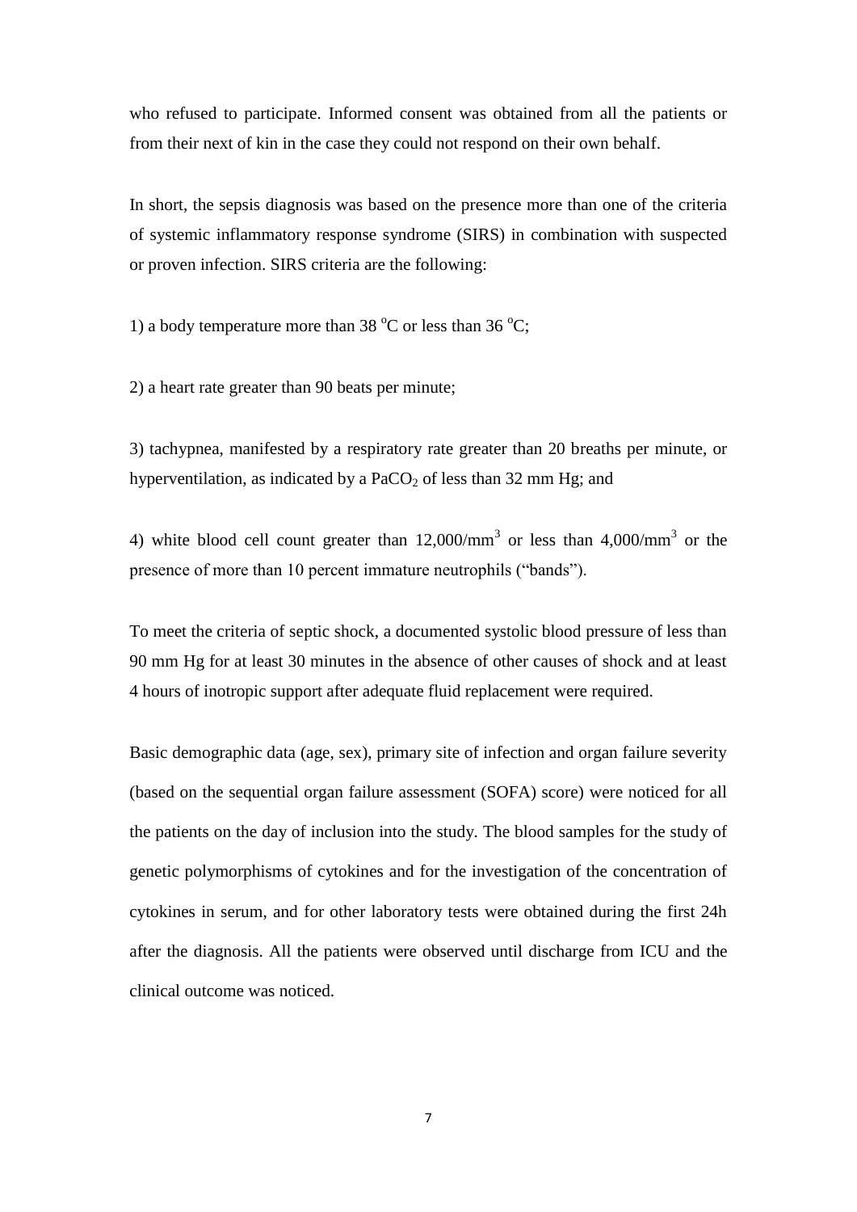who refused to participate. Informed consent was obtained from all the patients or from their next of kin in the case they could not respond on their own behalf.

In short, the sepsis diagnosis was based on the presence more than one of the criteria of systemic inflammatory response syndrome (SIRS) in combination with suspected or proven infection. SIRS criteria are the following:

1) a body temperature more than 38 $^{o}$C or less than 36 $^{o}$C;

2) a heart rate greater than 90 beats per minute;

3) tachypnea, manifested by a respiratory rate greater than 20 breaths per minute, or hyperventilation, as indicated by a $PaCO_2$ of less than 32 mm Hg; and

4) white blood cell count greater than 12,000/mm$^3$ or less than 4,000/mm$^3$ or the presence of more than 10 percent immature neutrophils ("bands").

To meet the criteria of septic shock, a documented systolic blood pressure of less than 90 mm Hg for at least 30 minutes in the absence of other causes of shock and at least 4 hours of inotropic support after adequate fluid replacement were required.

Basic demographic data (age, sex), primary site of infection and organ failure severity (based on the sequential organ failure assessment (SOFA) score) were noticed for all the patients on the day of inclusion into the study. The blood samples for the study of genetic polymorphisms of cytokines and for the investigation of the concentration of cytokines in serum, and for other laboratory tests were obtained during the first 24h after the diagnosis. All the patients were observed until discharge from ICU and the clinical outcome was noticed.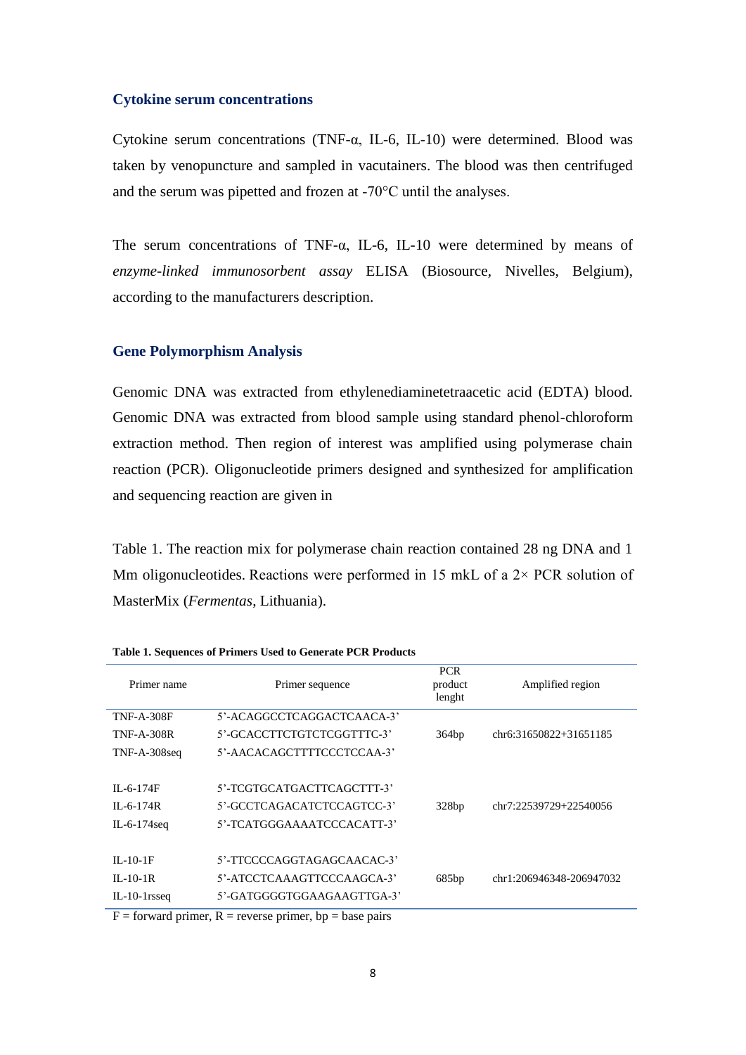## Cytokine serum concentrations

Cytokine serum concentrations (TNF-α, IL-6, IL-10) were determined. Blood was taken by venopuncture and sampled in vacutainers. The blood was then centrifuged and the serum was pipetted and frozen at -70°C until the analyses.

The serum concentrations of TNF-α, IL-6, IL-10 were determined by means of *enzyme-linked immunosorbent assay* ELISA (Biosource, Nivelles, Belgium), according to the manufacturers description.

## Gene Polymorphism Analysis

Genomic DNA was extracted from ethylenediaminetetraacetic acid (EDTA) blood. Genomic DNA was extracted from blood sample using standard phenol-chloroform extraction method. Then region of interest was amplified using polymerase chain reaction (PCR). Oligonucleotide primers designed and synthesized for amplification and sequencing reaction are given in

Table 1. The reaction mix for polymerase chain reaction contained 28 ng DNA and 1 Mm oligonucleotides. Reactions were performed in 15 mkL of a 2× PCR solution of MasterMix (*Fermentas*, Lithuania).

**Table 1. Sequences of Primers Used to Generate PCR Products**

| Primer name | Primer sequence | PCR product lenght | Amplified region |
|---|---|---|---|
| TNF-A-308F | 5'-ACAGGCCTCAGGACTCAACA-3' | | |
| TNF-A-308R | 5'-GCACCTTCTGTCTCGGTTTC-3' | 364bp | chr6:31650822+31651185 |
| TNF-A-308seq | 5'-AACACAGCTTTTCCCTCCAA-3' | | |
| IL-6-174F | 5'-TCGTGCATGACTTCAGCTTT-3' | | |
| IL-6-174R | 5'-GCCTCAGACATCTCCAGTCC-3' | 328bp | chr7:22539729+22540056 |
| IL-6-174seq | 5'-TCATGGGAAAATCCCACATT-3' | | |
| IL-10-1F | 5'-TTCCCCAGGTAGAGCAACAC-3' | | |
| IL-10-1R | 5'-ATCCTCAAAGTTCCCAAGCA-3' | 685bp | chr1:206946348-206947032 |
| IL-10-1rsseq | 5'-GATGGGGTGGAAGAAGTTGA-3' | | |

F = forward primer, R = reverse primer, bp = base pairs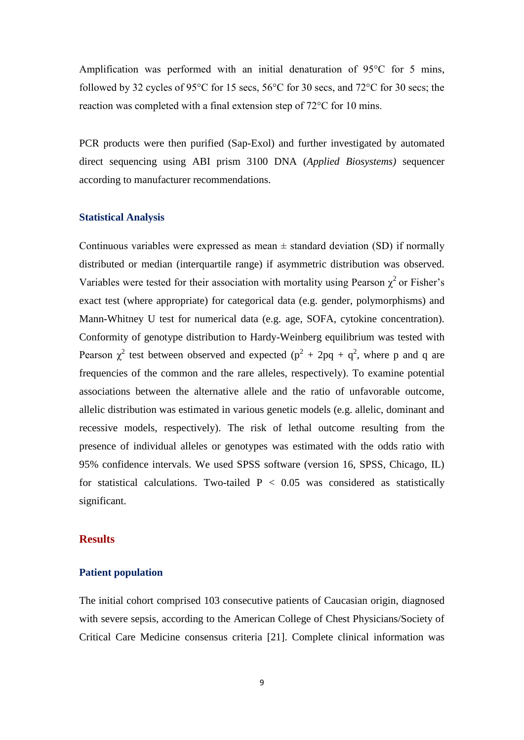Amplification was performed with an initial denaturation of 95°C for 5 mins, followed by 32 cycles of 95°C for 15 secs, 56°C for 30 secs, and 72°C for 30 secs; the reaction was completed with a final extension step of 72°C for 10 mins.

PCR products were then purified (Sap-Exol) and further investigated by automated direct sequencing using ABI prism 3100 DNA (*Applied Biosystems)* sequencer according to manufacturer recommendations.

### Statistical Analysis

Continuous variables were expressed as mean ± standard deviation (SD) if normally distributed or median (interquartile range) if asymmetric distribution was observed. Variables were tested for their association with mortality using Pearson $\chi^2$ or Fisher's exact test (where appropriate) for categorical data (e.g. gender, polymorphisms) and Mann-Whitney U test for numerical data (e.g. age, SOFA, cytokine concentration). Conformity of genotype distribution to Hardy-Weinberg equilibrium was tested with Pearson $\chi^2$ test between observed and expected ($p^2 + 2pq + q^2$, where p and q are frequencies of the common and the rare alleles, respectively). To examine potential associations between the alternative allele and the ratio of unfavorable outcome, allelic distribution was estimated in various genetic models (e.g. allelic, dominant and recessive models, respectively). The risk of lethal outcome resulting from the presence of individual alleles or genotypes was estimated with the odds ratio with 95% confidence intervals. We used SPSS software (version 16, SPSS, Chicago, IL) for statistical calculations. Two-tailed $P < 0.05$ was considered as statistically significant.

## Results

### Patient population

The initial cohort comprised 103 consecutive patients of Caucasian origin, diagnosed with severe sepsis, according to the American College of Chest Physicians/Society of Critical Care Medicine consensus criteria [21]. Complete clinical information was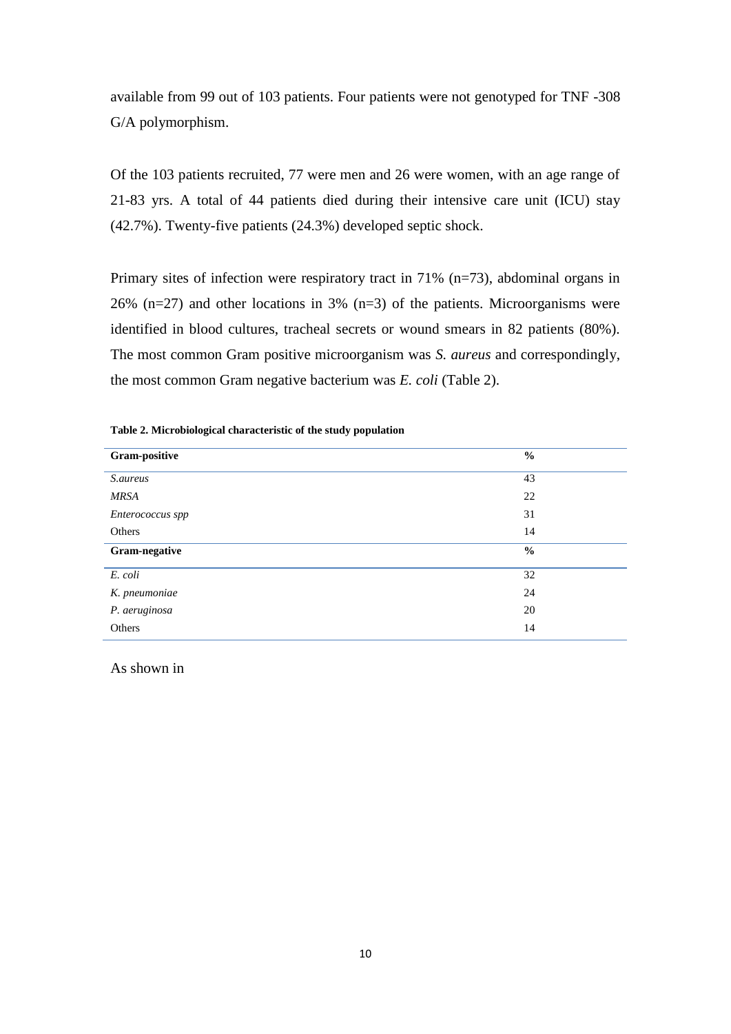available from 99 out of 103 patients. Four patients were not genotyped for TNF -308 G/A polymorphism.

Of the 103 patients recruited, 77 were men and 26 were women, with an age range of 21-83 yrs. A total of 44 patients died during their intensive care unit (ICU) stay (42.7%). Twenty-five patients (24.3%) developed septic shock.

Primary sites of infection were respiratory tract in 71% (n=73), abdominal organs in 26% (n=27) and other locations in 3% (n=3) of the patients. Microorganisms were identified in blood cultures, tracheal secrets or wound smears in 82 patients (80%). The most common Gram positive microorganism was *S. aureus* and correspondingly, the most common Gram negative bacterium was *E. coli* (Table 2).

**Table 2. Microbiological characteristic of the study population**

| **Gram-positive** | **%** |
|---|---|
| *S.aureus* | 43 |
| *MRSA* | 22 |
| *Enterococcus spp* | 31 |
| Others | 14 |
| **Gram-negative** | **%** |
| *E. coli* | 32 |
| *K. pneumoniae* | 24 |
| *P. aeruginosa* | 20 |
| Others | 14 |

As shown in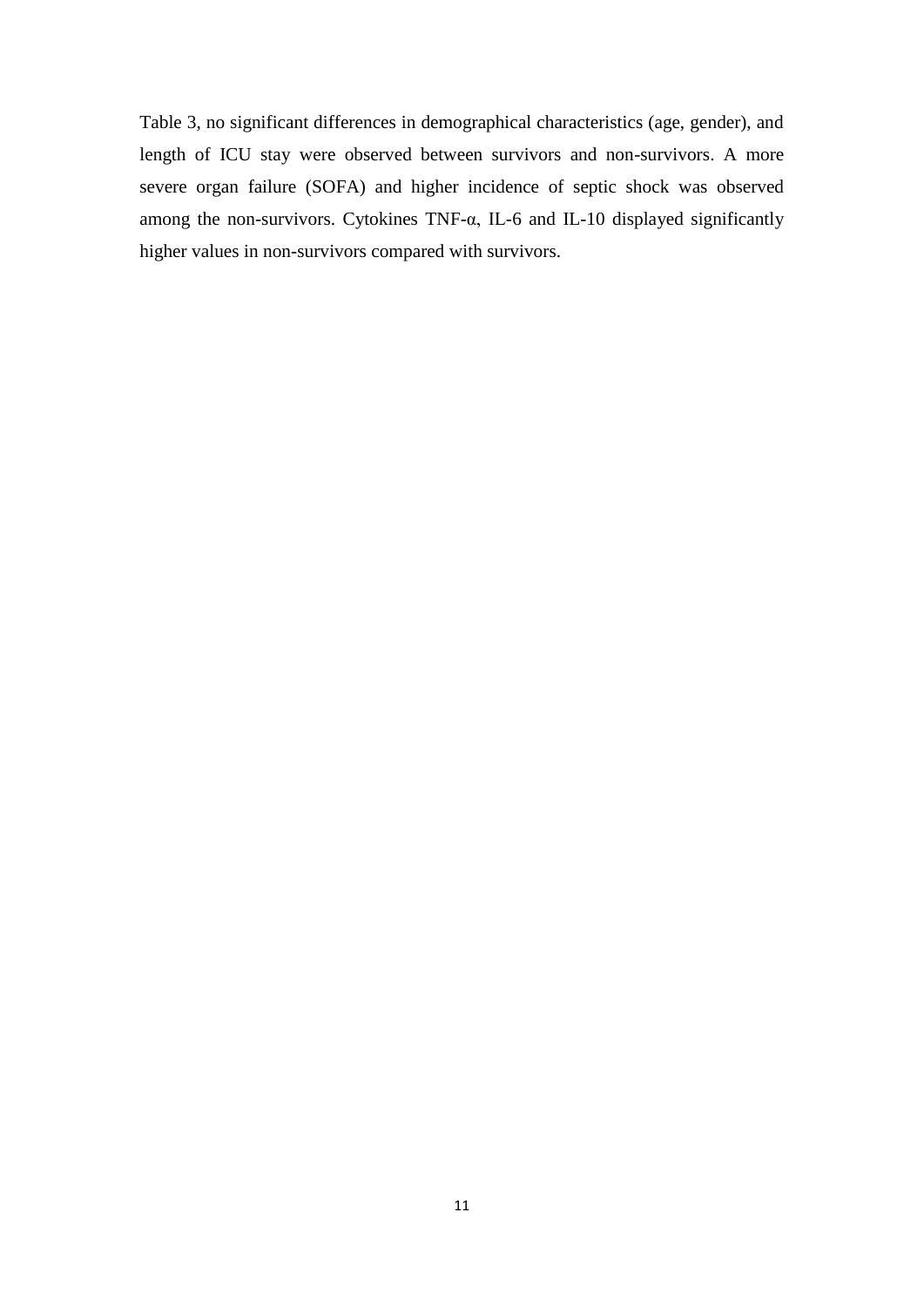Table 3, no significant differences in demographical characteristics (age, gender), and length of ICU stay were observed between survivors and non-survivors. A more severe organ failure (SOFA) and higher incidence of septic shock was observed among the non-survivors. Cytokines TNF-α, IL-6 and IL-10 displayed significantly higher values in non-survivors compared with survivors.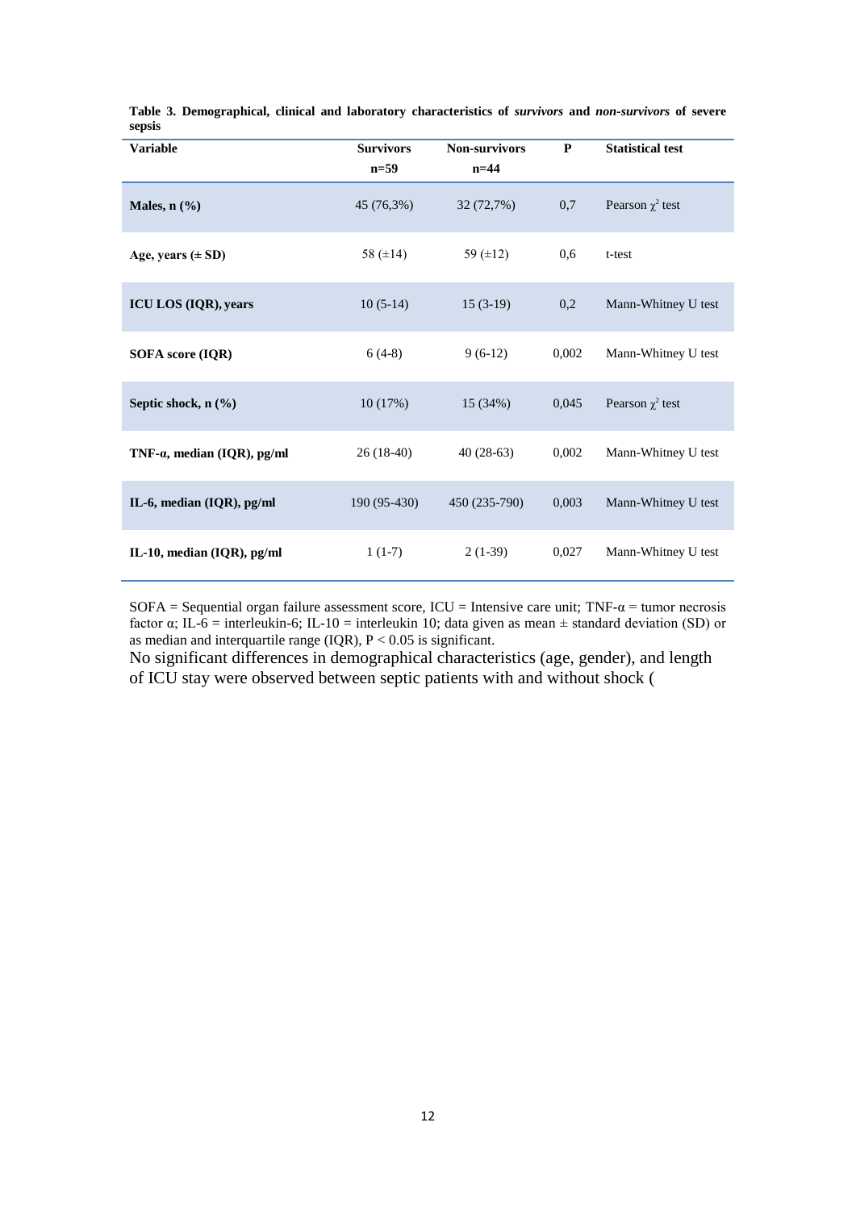**Table 3. Demographical, clinical and laboratory characteristics of *survivors* and *non-survivors* of severe sepsis**

| Variable | Survivors n=59 | Non-survivors n=44 | P | Statistical test |
|---|---|---|---|---|
| **Males, n (%)** | 45 (76,3%) | 32 (72,7%) | 0,7 | Pearson $\chi^2$ test |
| **Age, years (± SD)** | 58 (±14) | 59 (±12) | 0,6 | t-test |
| **ICU LOS (IQR), years** | 10 (5-14) | 15 (3-19) | 0,2 | Mann-Whitney U test |
| **SOFA score (IQR)** | 6 (4-8) | 9 (6-12) | 0,002 | Mann-Whitney U test |
| **Septic shock, n (%)** | 10 (17%) | 15 (34%) | 0,045 | Pearson $\chi^2$ test |
| **TNF-α, median (IQR), pg/ml** | 26 (18-40) | 40 (28-63) | 0,002 | Mann-Whitney U test |
| **IL-6, median (IQR), pg/ml** | 190 (95-430) | 450 (235-790) | 0,003 | Mann-Whitney U test |
| **IL-10, median (IQR), pg/ml** | 1 (1-7) | 2 (1-39) | 0,027 | Mann-Whitney U test |

SOFA = Sequential organ failure assessment score, ICU = Intensive care unit; TNF-α = tumor necrosis factor α; IL-6 = interleukin-6; IL-10 = interleukin 10; data given as mean ± standard deviation (SD) or as median and interquartile range (IQR), $P < 0.05$ is significant.

No significant differences in demographical characteristics (age, gender), and length of ICU stay were observed between septic patients with and without shock (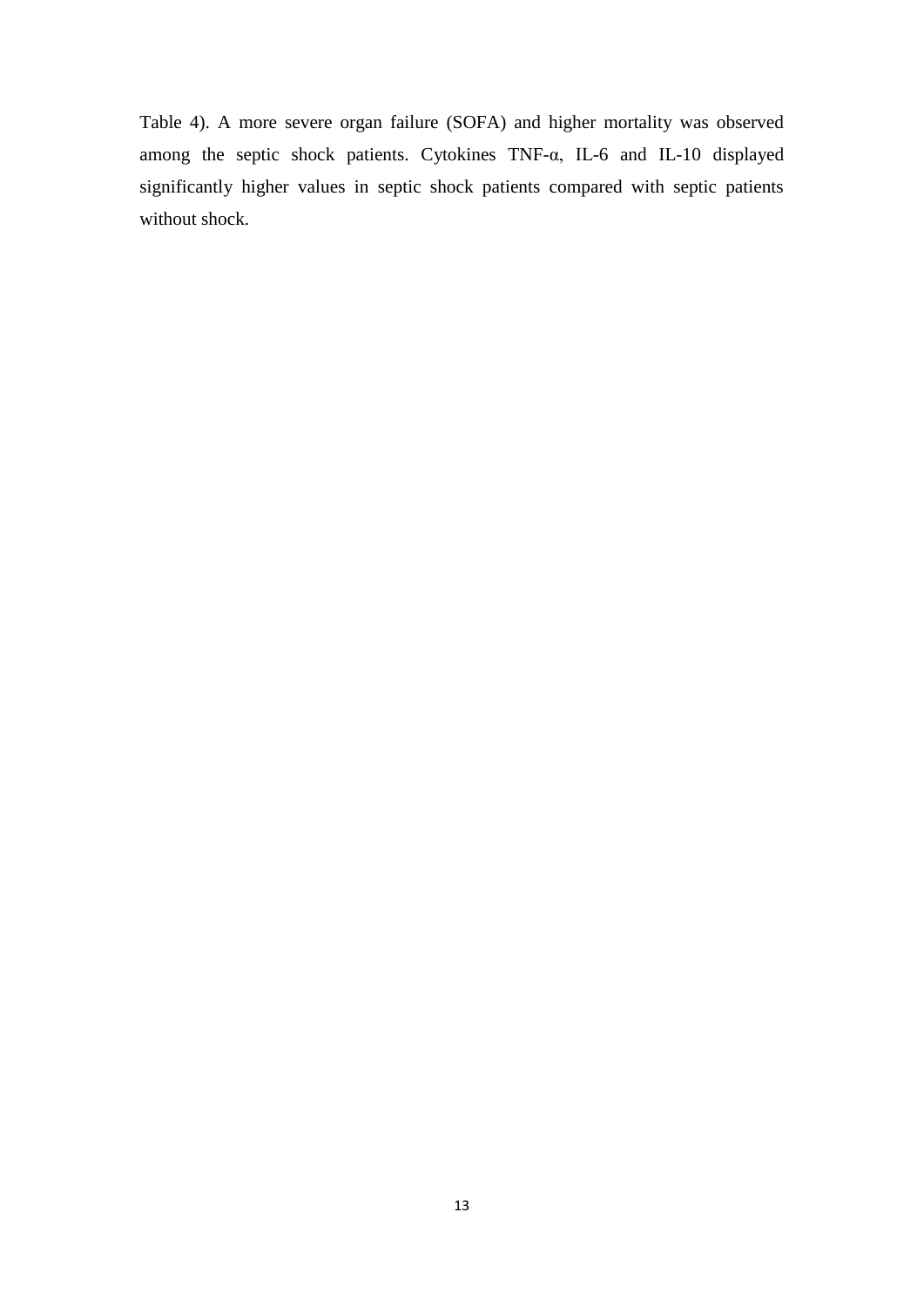Table 4). A more severe organ failure (SOFA) and higher mortality was observed among the septic shock patients. Cytokines TNF-α, IL-6 and IL-10 displayed significantly higher values in septic shock patients compared with septic patients without shock.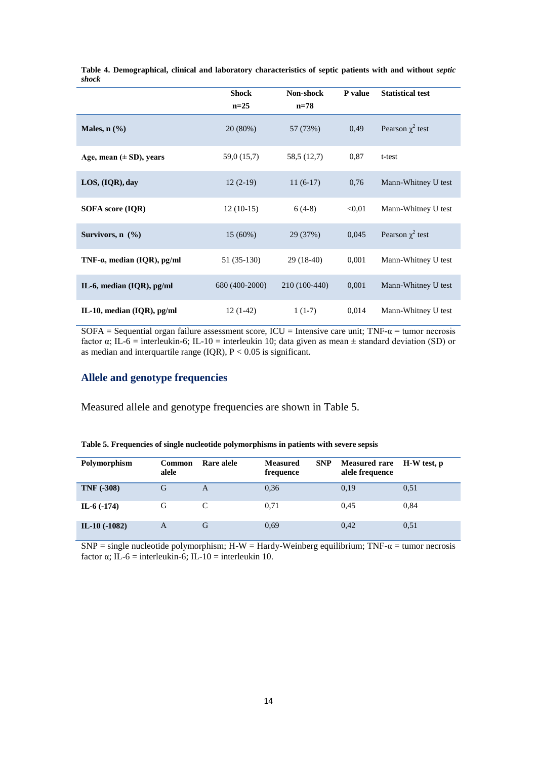**Table 4. Demographical, clinical and laboratory characteristics of septic patients with and without *septic shock***

| | Shock n=25 | Non-shock n=78 | P value | Statistical test |
|---|---|---|---|---|
| **Males, n (%)** | 20 (80%) | 57 (73%) | 0,49 | Pearson $\chi^2$ test |
| **Age, mean (± SD), years** | 59,0 (15,7) | 58,5 (12,7) | 0,87 | t-test |
| **LOS, (IQR), day** | 12 (2-19) | 11 (6-17) | 0,76 | Mann-Whitney U test |
| **SOFA score (IQR)** | 12 (10-15) | 6 (4-8) | <0,01 | Mann-Whitney U test |
| **Survivors, n (%)** | 15 (60%) | 29 (37%) | 0,045 | Pearson $\chi^2$ test |
| **TNF-α, median (IQR), pg/ml** | 51 (35-130) | 29 (18-40) | 0,001 | Mann-Whitney U test |
| **IL-6, median (IQR), pg/ml** | 680 (400-2000) | 210 (100-440) | 0,001 | Mann-Whitney U test |
| **IL-10, median (IQR), pg/ml** | 12 (1-42) | 1 (1-7) | 0,014 | Mann-Whitney U test |

SOFA = Sequential organ failure assessment score, ICU = Intensive care unit; TNF-α = tumor necrosis factor α; IL-6 = interleukin-6; IL-10 = interleukin 10; data given as mean ± standard deviation (SD) or as median and interquartile range (IQR), P < 0.05 is significant.

## Allele and genotype frequencies

Measured allele and genotype frequencies are shown in Table 5.

**Table 5. Frequencies of single nucleotide polymorphisms in patients with severe sepsis**

| Polymorphism | Common alele | Rare alele | Measured SNP frequence | Measured rare alele frequence | H-W test, p |
|---|---|---|---|---|---|
| **TNF (-308)** | G | A | 0,36 | 0,19 | 0,51 |
| **IL-6 (-174)** | G | C | 0,71 | 0,45 | 0,84 |
| **IL-10 (-1082)** | A | G | 0,69 | 0,42 | 0,51 |

SNP = single nucleotide polymorphism; H-W = Hardy-Weinberg equilibrium; TNF-α = tumor necrosis factor α; IL-6 = interleukin-6; IL-10 = interleukin 10.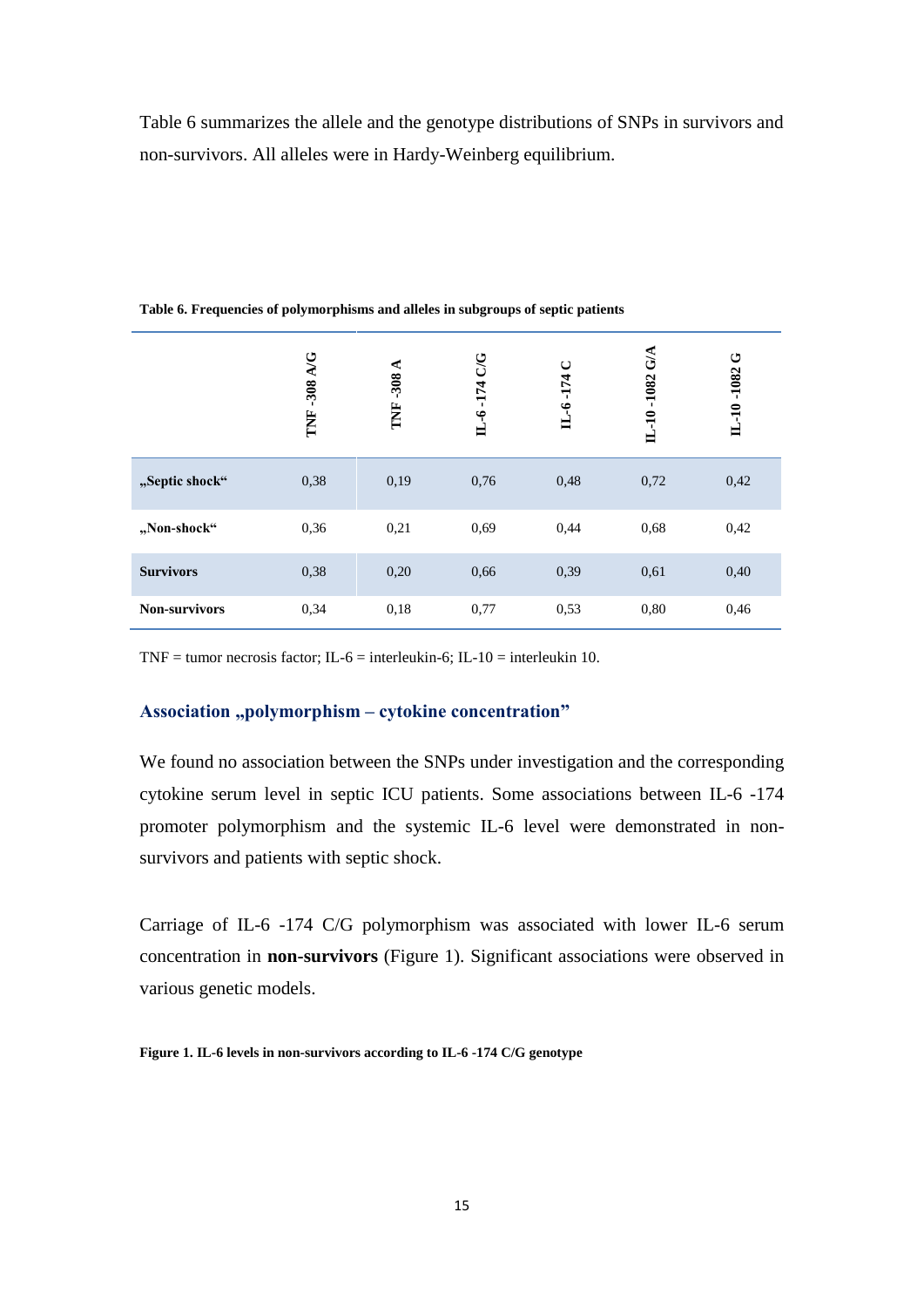Table 6 summarizes the allele and the genotype distributions of SNPs in survivors and non-survivors. All alleles were in Hardy-Weinberg equilibrium.

**Table 6. Frequencies of polymorphisms and alleles in subgroups of septic patients**

| | TNF -308 A/G | TNF -308 A | IL-6 -174 C/G | IL-6 -174 C | IL-10 -1082 G/A | IL-10 -1082 G |
|---|---|---|---|---|---|---|
| **„Septic shock“** | 0,38 | 0,19 | 0,76 | 0,48 | 0,72 | 0,42 |
| **„Non-shock“** | 0,36 | 0,21 | 0,69 | 0,44 | 0,68 | 0,42 |
| **Survivors** | 0,38 | 0,20 | 0,66 | 0,39 | 0,61 | 0,40 |
| **Non-survivors** | 0,34 | 0,18 | 0,77 | 0,53 | 0,80 | 0,46 |

TNF = tumor necrosis factor; IL-6 = interleukin-6; IL-10 = interleukin 10.

### Association „polymorphism – cytokine concentration”

We found no association between the SNPs under investigation and the corresponding cytokine serum level in septic ICU patients. Some associations between IL-6 -174 promoter polymorphism and the systemic IL-6 level were demonstrated in non-survivors and patients with septic shock.

Carriage of IL-6 -174 C/G polymorphism was associated with lower IL-6 serum concentration in **non-survivors** (Figure 1). Significant associations were observed in various genetic models.

**Figure 1. IL-6 levels in non-survivors according to IL-6 -174 C/G genotype**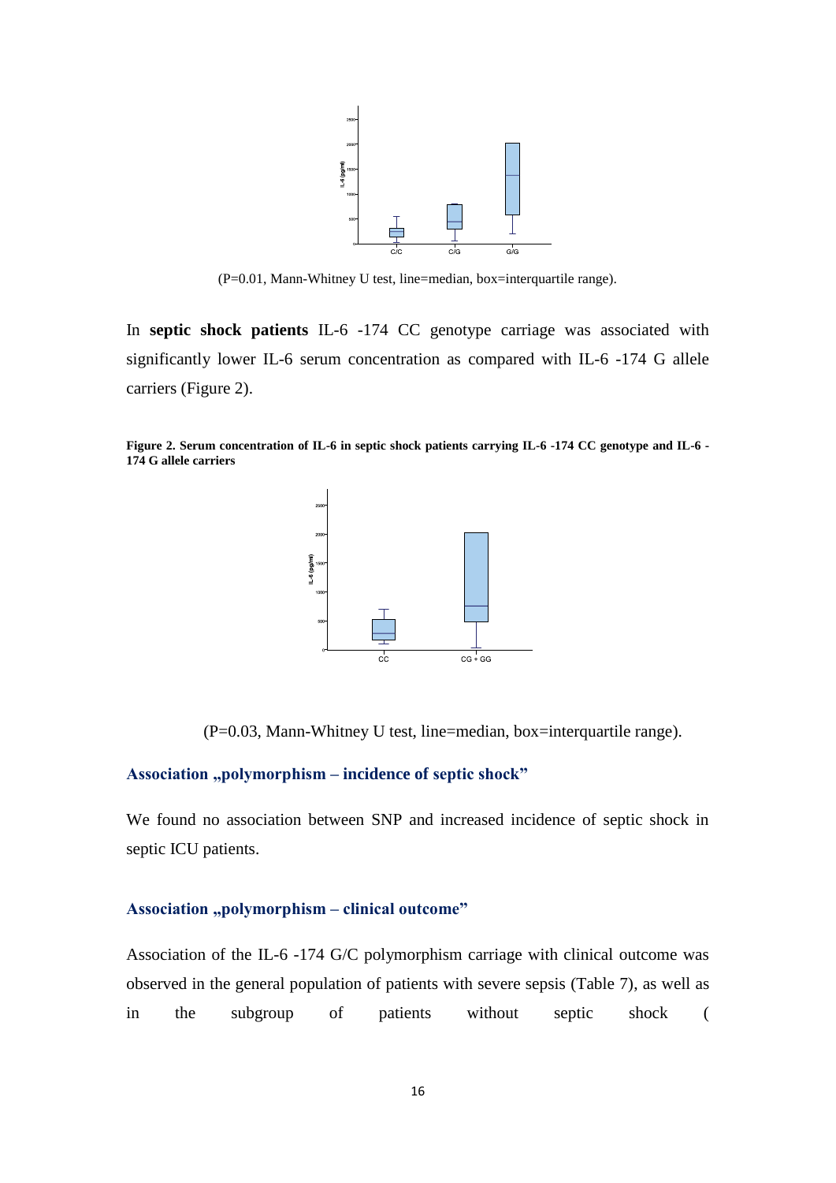(P=0.01, Mann-Whitney U test, line=median, box=interquartile range).

In **septic shock patients** IL-6 -174 CC genotype carriage was associated with significantly lower IL-6 serum concentration as compared with IL-6 -174 G allele carriers (Figure 2).

**Figure 2. Serum concentration of IL-6 in septic shock patients carrying IL-6 -174 CC genotype and IL-6 -174 G allele carriers**

(P=0.03, Mann-Whitney U test, line=median, box=interquartile range).

### Association „polymorphism – incidence of septic shock"

We found no association between SNP and increased incidence of septic shock in septic ICU patients.

### Association „polymorphism – clinical outcome"

Association of the IL-6 -174 G/C polymorphism carriage with clinical outcome was observed in the general population of patients with severe sepsis (Table 7), as well as in the subgroup of patients without septic shock (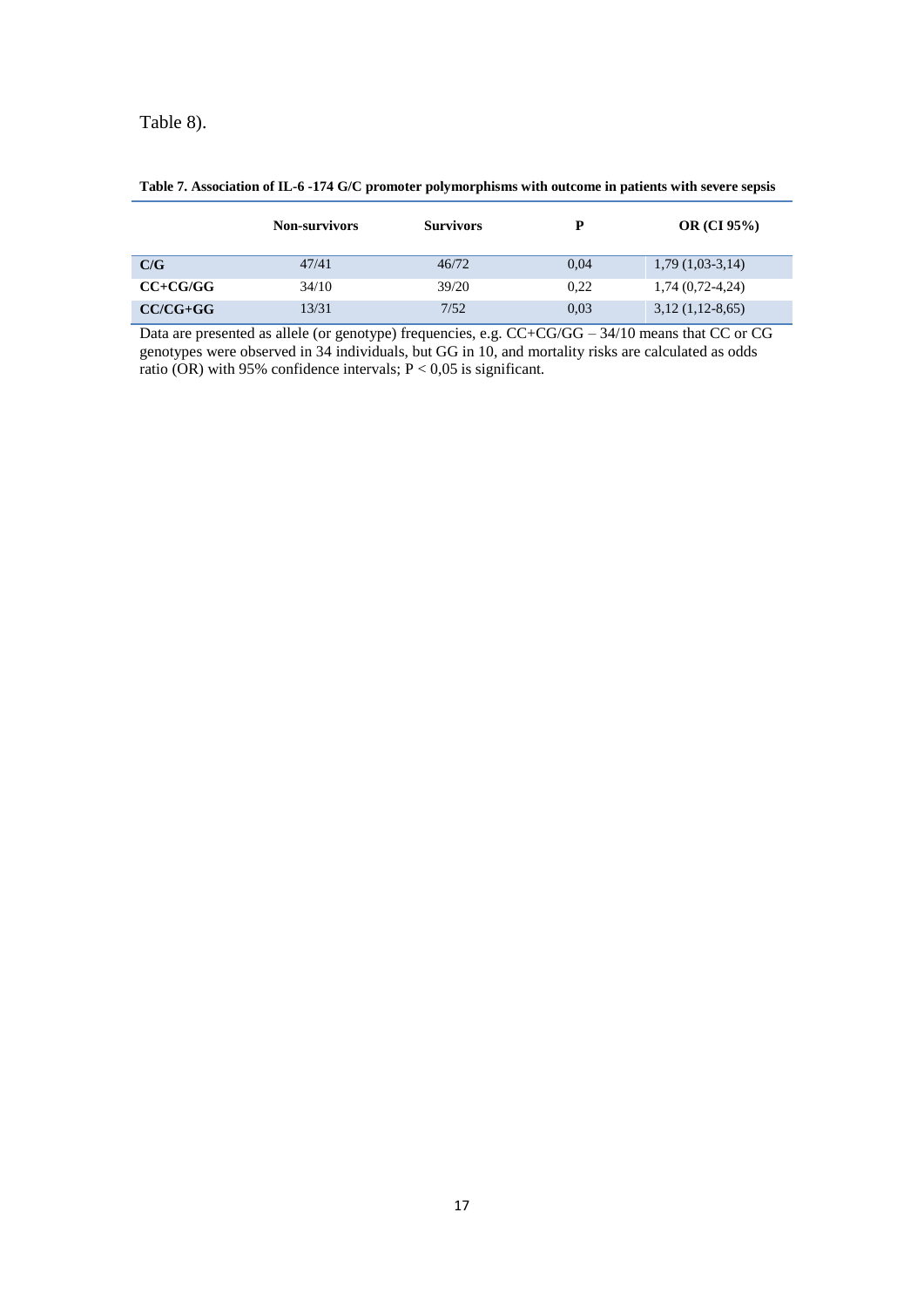Table 8).

**Table 7. Association of IL-6 -174 G/C promoter polymorphisms with outcome in patients with severe sepsis**

| | Non-survivors | Survivors | P | OR (CI 95%) |
|---|---|---|---|---|
| **C/G** | 47/41 | 46/72 | 0,04 | 1,79 (1,03-3,14) |
| **CC+CG/GG** | 34/10 | 39/20 | 0,22 | 1,74 (0,72-4,24) |
| **CC/CG+GG** | 13/31 | 7/52 | 0,03 | 3,12 (1,12-8,65) |

Data are presented as allele (or genotype) frequencies, e.g. CC+CG/GG – 34/10 means that CC or CG genotypes were observed in 34 individuals, but GG in 10, and mortality risks are calculated as odds ratio (OR) with 95% confidence intervals; $P < 0,05$ is significant.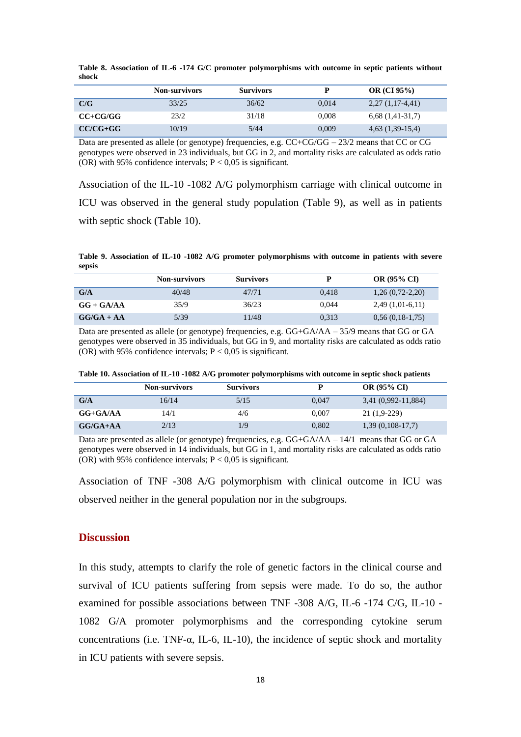**Table 8. Association of IL-6 -174 G/C promoter polymorphisms with outcome in septic patients without shock**

| | Non-survivors | Survivors | P | OR (CI 95%) |
|---|---|---|---|---|
| **C/G** | 33/25 | 36/62 | 0,014 | 2,27 (1,17-4,41) |
| **CC+CG/GG** | 23/2 | 31/18 | 0,008 | 6,68 (1,41-31,7) |
| **CC/CG+GG** | 10/19 | 5/44 | 0,009 | 4,63 (1,39-15,4) |

Data are presented as allele (or genotype) frequencies, e.g. CC+CG/GG – 23/2 means that CC or CG genotypes were observed in 23 individuals, but GG in 2, and mortality risks are calculated as odds ratio (OR) with 95% confidence intervals; P < 0,05 is significant.

Association of the IL-10 -1082 A/G polymorphism carriage with clinical outcome in ICU was observed in the general study population (Table 9), as well as in patients with septic shock (Table 10).

**Table 9. Association of IL-10 -1082 A/G promoter polymorphisms with outcome in patients with severe sepsis**

| | Non-survivors | Survivors | P | OR (95% CI) |
|---|---|---|---|---|
| **G/A** | 40/48 | 47/71 | 0,418 | 1,26 (0,72-2,20) |
| **GG + GA/AA** | 35/9 | 36/23 | 0,044 | 2,49 (1,01-6,11) |
| **GG/GA + AA** | 5/39 | 11/48 | 0,313 | 0,56 (0,18-1,75) |

Data are presented as allele (or genotype) frequencies, e.g. GG+GA/AA – 35/9 means that GG or GA genotypes were observed in 35 individuals, but GG in 9, and mortality risks are calculated as odds ratio (OR) with 95% confidence intervals; P < 0,05 is significant.

**Table 10. Association of IL-10 -1082 A/G promoter polymorphisms with outcome in septic shock patients**

| | Non-survivors | Survivors | P | OR (95% CI) |
|---|---|---|---|---|
| **G/A** | 16/14 | 5/15 | 0,047 | 3,41 (0,992-11,884) |
| **GG+GA/AA** | 14/1 | 4/6 | 0,007 | 21 (1,9-229) |
| **GG/GA+AA** | 2/13 | 1/9 | 0,802 | 1,39 (0,108-17,7) |

Data are presented as allele (or genotype) frequencies, e.g. GG+GA/AA – 14/1 means that GG or GA genotypes were observed in 14 individuals, but GG in 1, and mortality risks are calculated as odds ratio (OR) with 95% confidence intervals; P < 0,05 is significant.

Association of TNF -308 A/G polymorphism with clinical outcome in ICU was observed neither in the general population nor in the subgroups.

## Discussion

In this study, attempts to clarify the role of genetic factors in the clinical course and survival of ICU patients suffering from sepsis were made. To do so, the author examined for possible associations between TNF -308 A/G, IL-6 -174 C/G, IL-10 -1082 G/A promoter polymorphisms and the corresponding cytokine serum concentrations (i.e. TNF-α, IL-6, IL-10), the incidence of septic shock and mortality in ICU patients with severe sepsis.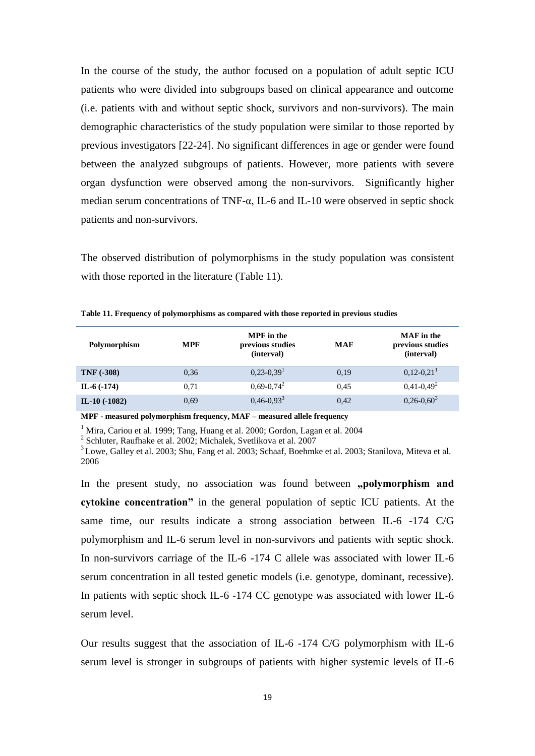In the course of the study, the author focused on a population of adult septic ICU patients who were divided into subgroups based on clinical appearance and outcome (i.e. patients with and without septic shock, survivors and non-survivors). The main demographic characteristics of the study population were similar to those reported by previous investigators [22-24]. No significant differences in age or gender were found between the analyzed subgroups of patients. However, more patients with severe organ dysfunction were observed among the non-survivors. Significantly higher median serum concentrations of TNF-α, IL-6 and IL-10 were observed in septic shock patients and non-survivors.

The observed distribution of polymorphisms in the study population was consistent with those reported in the literature (Table 11).

**Table 11. Frequency of polymorphisms as compared with those reported in previous studies**

| Polymorphism | MPF | MPF in the previous studies (interval) | MAF | MAF in the previous studies (interval) |
|---|---|---|---|---|
| **TNF (-308)** | 0,36 | 0,23-0,39[1] | 0,19 | 0,12-0,21[1] |
| **IL-6 (-174)** | 0,71 | 0,69-0,74[2] | 0,45 | 0,41-0,49[2] |
| **IL-10 (-1082)** | 0,69 | 0,46-0,93[3] | 0,42 | 0,26-0,60[3] |

**MPF - measured polymorphism frequency, MAF – measured allele frequency**

[1] Mira, Cariou et al. 1999; Tang, Huang et al. 2000; Gordon, Lagan et al. 2004
[2] Schluter, Raufhake et al. 2002; Michalek, Svetlikova et al. 2007
[3] Lowe, Galley et al. 2003; Shu, Fang et al. 2003; Schaaf, Boehmke et al. 2003; Stanilova, Miteva et al. 2006

In the present study, no association was found between **„polymorphism and cytokine concentration"** in the general population of septic ICU patients. At the same time, our results indicate a strong association between IL-6 -174 C/G polymorphism and IL-6 serum level in non-survivors and patients with septic shock. In non-survivors carriage of the IL-6 -174 C allele was associated with lower IL-6 serum concentration in all tested genetic models (i.e. genotype, dominant, recessive). In patients with septic shock IL-6 -174 CC genotype was associated with lower IL-6 serum level.

Our results suggest that the association of IL-6 -174 C/G polymorphism with IL-6 serum level is stronger in subgroups of patients with higher systemic levels of IL-6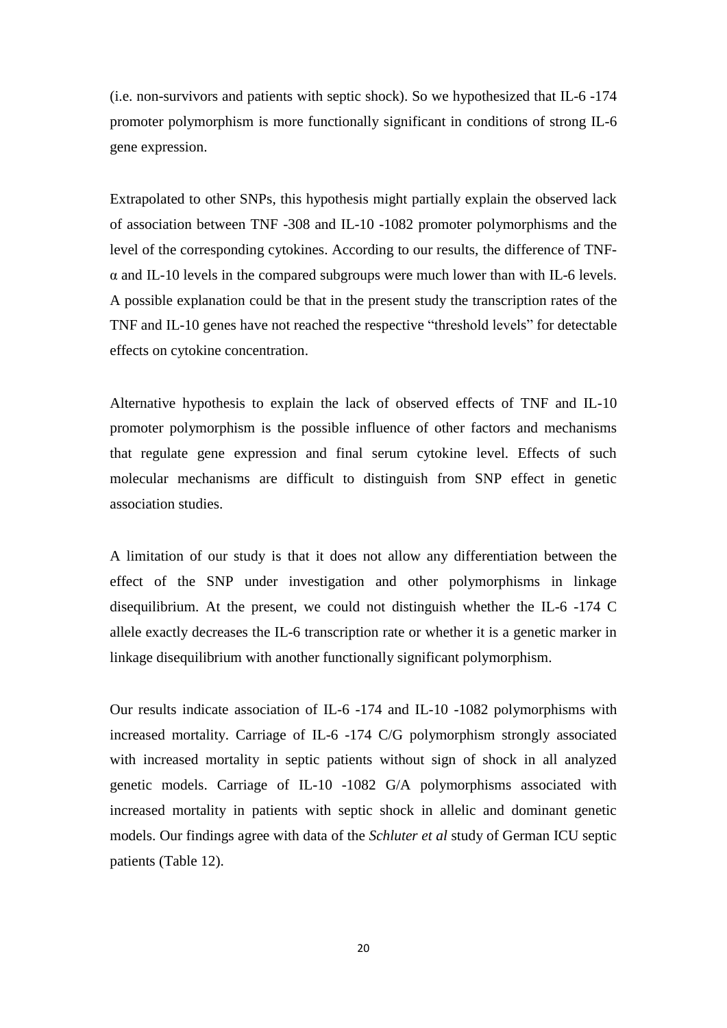(i.e. non-survivors and patients with septic shock). So we hypothesized that IL-6 -174 promoter polymorphism is more functionally significant in conditions of strong IL-6 gene expression.

Extrapolated to other SNPs, this hypothesis might partially explain the observed lack of association between TNF -308 and IL-10 -1082 promoter polymorphisms and the level of the corresponding cytokines. According to our results, the difference of TNF-α and IL-10 levels in the compared subgroups were much lower than with IL-6 levels. A possible explanation could be that in the present study the transcription rates of the TNF and IL-10 genes have not reached the respective "threshold levels" for detectable effects on cytokine concentration.

Alternative hypothesis to explain the lack of observed effects of TNF and IL-10 promoter polymorphism is the possible influence of other factors and mechanisms that regulate gene expression and final serum cytokine level. Effects of such molecular mechanisms are difficult to distinguish from SNP effect in genetic association studies.

A limitation of our study is that it does not allow any differentiation between the effect of the SNP under investigation and other polymorphisms in linkage disequilibrium. At the present, we could not distinguish whether the IL-6 -174 C allele exactly decreases the IL-6 transcription rate or whether it is a genetic marker in linkage disequilibrium with another functionally significant polymorphism.

Our results indicate association of IL-6 -174 and IL-10 -1082 polymorphisms with increased mortality. Carriage of IL-6 -174 C/G polymorphism strongly associated with increased mortality in septic patients without sign of shock in all analyzed genetic models. Carriage of IL-10 -1082 G/A polymorphisms associated with increased mortality in patients with septic shock in allelic and dominant genetic models. Our findings agree with data of the *Schluter et al* study of German ICU septic patients (Table 12).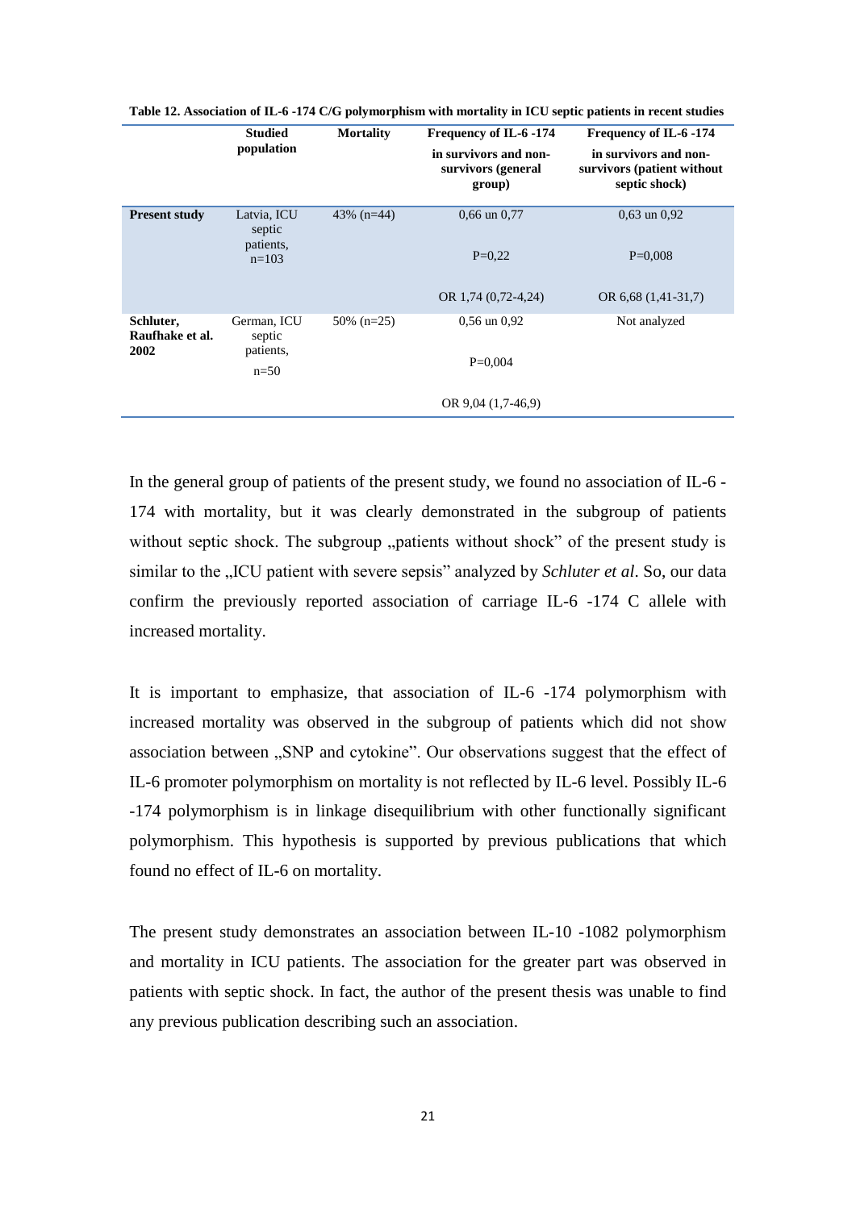**Table 12. Association of IL-6 -174 C/G polymorphism with mortality in ICU septic patients in recent studies**

| | Studied population | Mortality | Frequency of IL-6 -174 in survivors and non-survivors (general group) | Frequency of IL-6 -174 in survivors and non-survivors (patient without septic shock) |
|---|---|---|---|---|
| **Present study** | Latvia, ICU septic patients, n=103 | 43% (n=44) | 0,66 un 0,77<br>P=0,22<br>OR 1,74 (0,72-4,24) | 0,63 un 0,92<br>P=0,008<br>OR 6,68 (1,41-31,7) |
| **Schluter, Raufhake et al. 2002** | German, ICU septic patients, n=50 | 50% (n=25) | 0,56 un 0,92<br>P=0,004<br>OR 9,04 (1,7-46,9) | Not analyzed |

In the general group of patients of the present study, we found no association of IL-6 -174 with mortality, but it was clearly demonstrated in the subgroup of patients without septic shock. The subgroup „patients without shock" of the present study is similar to the „ICU patient with severe sepsis" analyzed by *Schluter et al*. So, our data confirm the previously reported association of carriage IL-6 -174 C allele with increased mortality.

It is important to emphasize, that association of IL-6 -174 polymorphism with increased mortality was observed in the subgroup of patients which did not show association between „SNP and cytokine". Our observations suggest that the effect of IL-6 promoter polymorphism on mortality is not reflected by IL-6 level. Possibly IL-6 -174 polymorphism is in linkage disequilibrium with other functionally significant polymorphism. This hypothesis is supported by previous publications that which found no effect of IL-6 on mortality.

The present study demonstrates an association between IL-10 -1082 polymorphism and mortality in ICU patients. The association for the greater part was observed in patients with septic shock. In fact, the author of the present thesis was unable to find any previous publication describing such an association.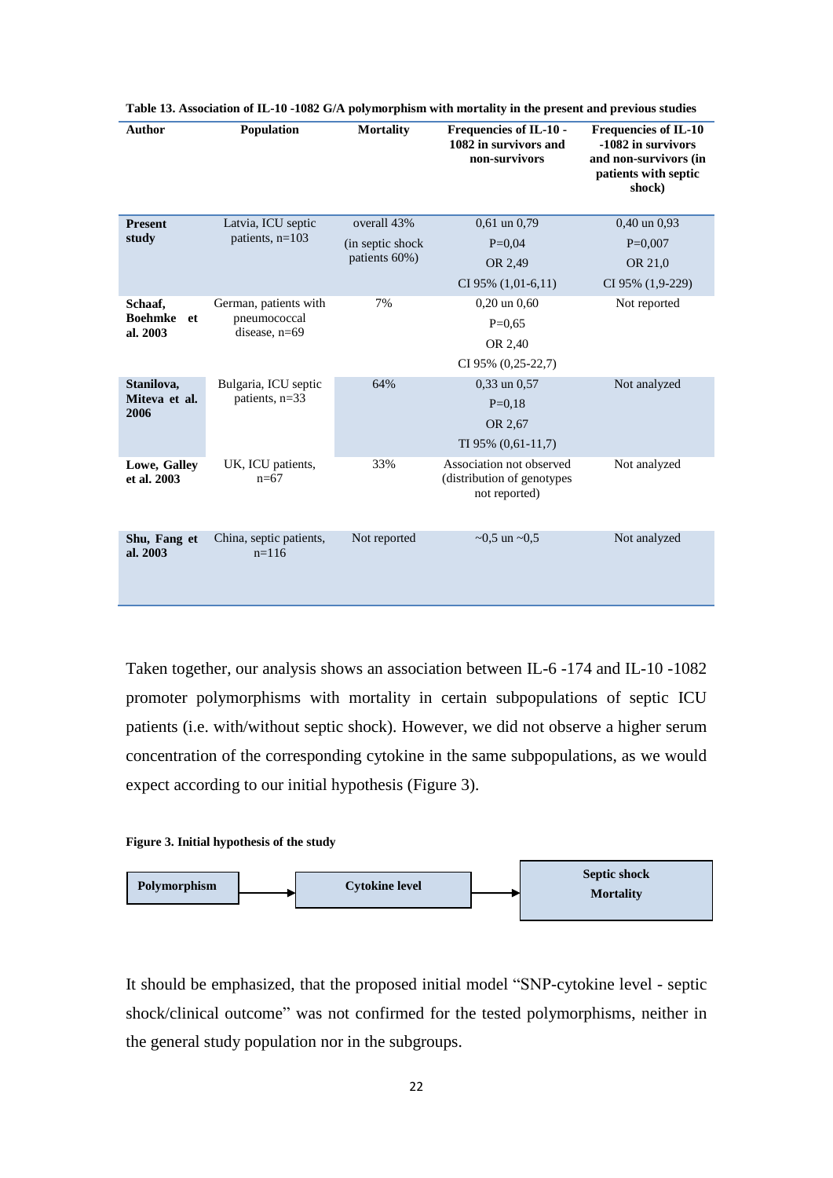**Table 13. Association of IL-10 -1082 G/A polymorphism with mortality in the present and previous studies**

| Author | Population | Mortality | Frequencies of IL-10 -1082 in survivors and non-survivors | Frequencies of IL-10 -1082 in survivors and non-survivors (in patients with septic shock) |
|---|---|---|---|---|
| **Present study** | Latvia, ICU septic patients, n=103 | overall 43% (in septic shock patients 60%) | 0,61 un 0,79<br>P=0,04<br>OR 2,49<br>CI 95% (1,01-6,11) | 0,40 un 0,93<br>P=0,007<br>OR 21,0<br>CI 95% (1,9-229) |
| **Schaaf, Boehmke et al. 2003** | German, patients with pneumococcal disease, n=69 | 7% | 0,20 un 0,60<br>P=0,65<br>OR 2,40<br>CI 95% (0,25-22,7) | Not reported |
| **Stanilova, Miteva et al. 2006** | Bulgaria, ICU septic patients, n=33 | 64% | 0,33 un 0,57<br>P=0,18<br>OR 2,67<br>TI 95% (0,61-11,7) | Not analyzed |
| **Lowe, Galley et al. 2003** | UK, ICU patients, n=67 | 33% | Association not observed (distribution of genotypes not reported) | Not analyzed |
| **Shu, Fang et al. 2003** | China, septic patients, n=116 | Not reported | ~0,5 un ~0,5 | Not analyzed |

Taken together, our analysis shows an association between IL-6 -174 and IL-10 -1082 promoter polymorphisms with mortality in certain subpopulations of septic ICU patients (i.e. with/without septic shock). However, we did not observe a higher serum concentration of the corresponding cytokine in the same subpopulations, as we would expect according to our initial hypothesis (Figure 3).

**Figure 3. Initial hypothesis of the study**

**Polymorphism** → **Cytokine level** → **Septic shock Mortality**

It should be emphasized, that the proposed initial model "SNP-cytokine level - septic shock/clinical outcome" was not confirmed for the tested polymorphisms, neither in the general study population nor in the subgroups.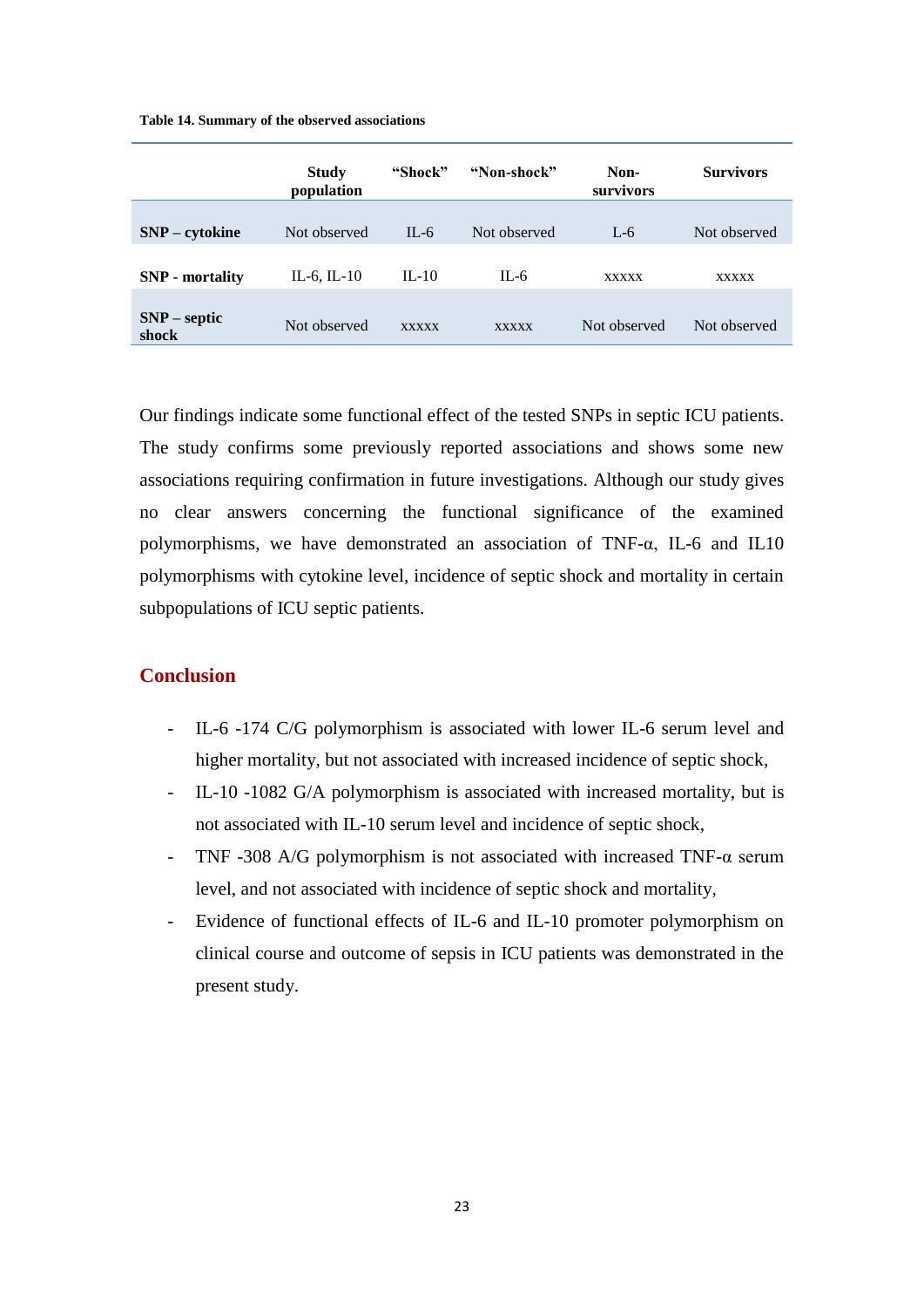**Table 14. Summary of the observed associations**

| | Study population | "Shock" | "Non-shock" | Non-survivors | Survivors |
|---|---|---|---|---|---|
| **SNP – cytokine** | Not observed | IL-6 | Not observed | L-6 | Not observed |
| **SNP - mortality** | IL-6, IL-10 | IL-10 | IL-6 | xxxxx | xxxxx |
| **SNP – septic shock** | Not observed | xxxxx | xxxxx | Not observed | Not observed |

Our findings indicate some functional effect of the tested SNPs in septic ICU patients. The study confirms some previously reported associations and shows some new associations requiring confirmation in future investigations. Although our study gives no clear answers concerning the functional significance of the examined polymorphisms, we have demonstrated an association of TNF-α, IL-6 and IL10 polymorphisms with cytokine level, incidence of septic shock and mortality in certain subpopulations of ICU septic patients.

## Conclusion

- IL-6 -174 C/G polymorphism is associated with lower IL-6 serum level and higher mortality, but not associated with increased incidence of septic shock,
- IL-10 -1082 G/A polymorphism is associated with increased mortality, but is not associated with IL-10 serum level and incidence of septic shock,
- TNF -308 A/G polymorphism is not associated with increased TNF-α serum level, and not associated with incidence of septic shock and mortality,
- Evidence of functional effects of IL-6 and IL-10 promoter polymorphism on clinical course and outcome of sepsis in ICU patients was demonstrated in the present study.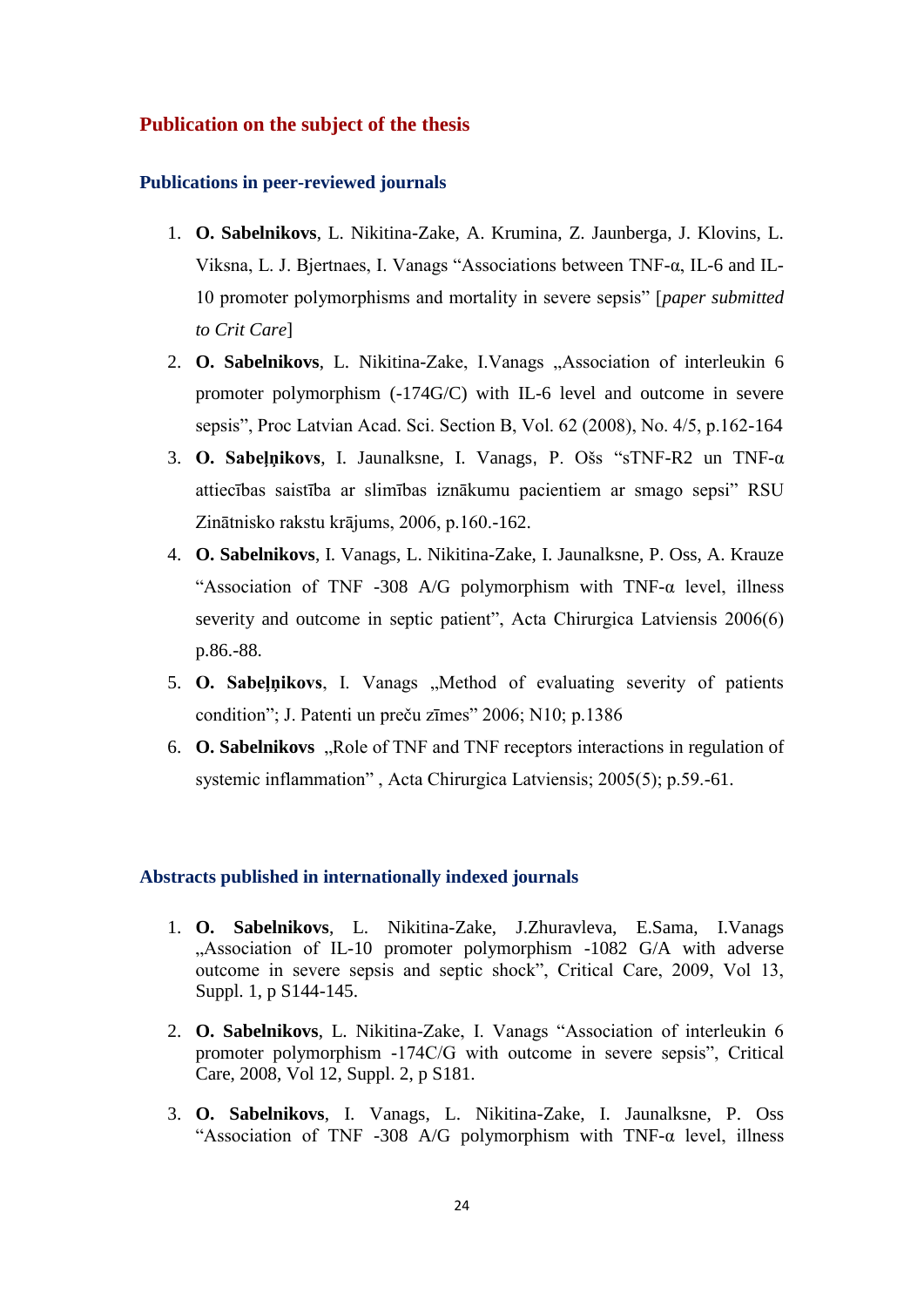## Publication on the subject of the thesis

### Publications in peer-reviewed journals

1. **O. Sabelnikovs**, L. Nikitina-Zake, A. Krumina, Z. Jaunberga, J. Klovins, L. Viksna, L. J. Bjertnaes, I. Vanags "Associations between TNF-α, IL-6 and IL-10 promoter polymorphisms and mortality in severe sepsis" [*paper submitted to Crit Care*]
2. **O. Sabelnikovs**, L. Nikitina-Zake, I.Vanags „Association of interleukin 6 promoter polymorphism (-174G/C) with IL-6 level and outcome in severe sepsis", Proc Latvian Acad. Sci. Section B, Vol. 62 (2008), No. 4/5, p.162-164
3. **O. Sabeļņikovs**, I. Jaunalksne, I. Vanags, P. Ošs "sTNF-R2 un TNF-α attiecības saistība ar slimības iznākumu pacientiem ar smago sepsi" RSU Zinātnisko rakstu krājums, 2006, p.160.-162.
4. **O. Sabelnikovs**, I. Vanags, L. Nikitina-Zake, I. Jaunalksne, P. Oss, A. Krauze "Association of TNF -308 A/G polymorphism with TNF-α level, illness severity and outcome in septic patient", Acta Chirurgica Latviensis 2006(6) p.86.-88.
5. **O. Sabeļņikovs**, I. Vanags „Method of evaluating severity of patients condition"; J. Patenti un preču zīmes" 2006; N10; p.1386
6. **O. Sabelnikovs** „Role of TNF and TNF receptors interactions in regulation of systemic inflammation" , Acta Chirurgica Latviensis; 2005(5); p.59.-61.

### Abstracts published in internationally indexed journals

1. **O. Sabelnikovs**, L. Nikitina-Zake, J.Zhuravleva, E.Sama, I.Vanags „Association of IL-10 promoter polymorphism -1082 G/A with adverse outcome in severe sepsis and septic shock", Critical Care, 2009, Vol 13, Suppl. 1, p S144-145.
2. **O. Sabelnikovs**, L. Nikitina-Zake, I. Vanags "Association of interleukin 6 promoter polymorphism -174C/G with outcome in severe sepsis", Critical Care, 2008, Vol 12, Suppl. 2, p S181.
3. **O. Sabelnikovs**, I. Vanags, L. Nikitina-Zake, I. Jaunalksne, P. Oss "Association of TNF -308 A/G polymorphism with TNF-α level, illness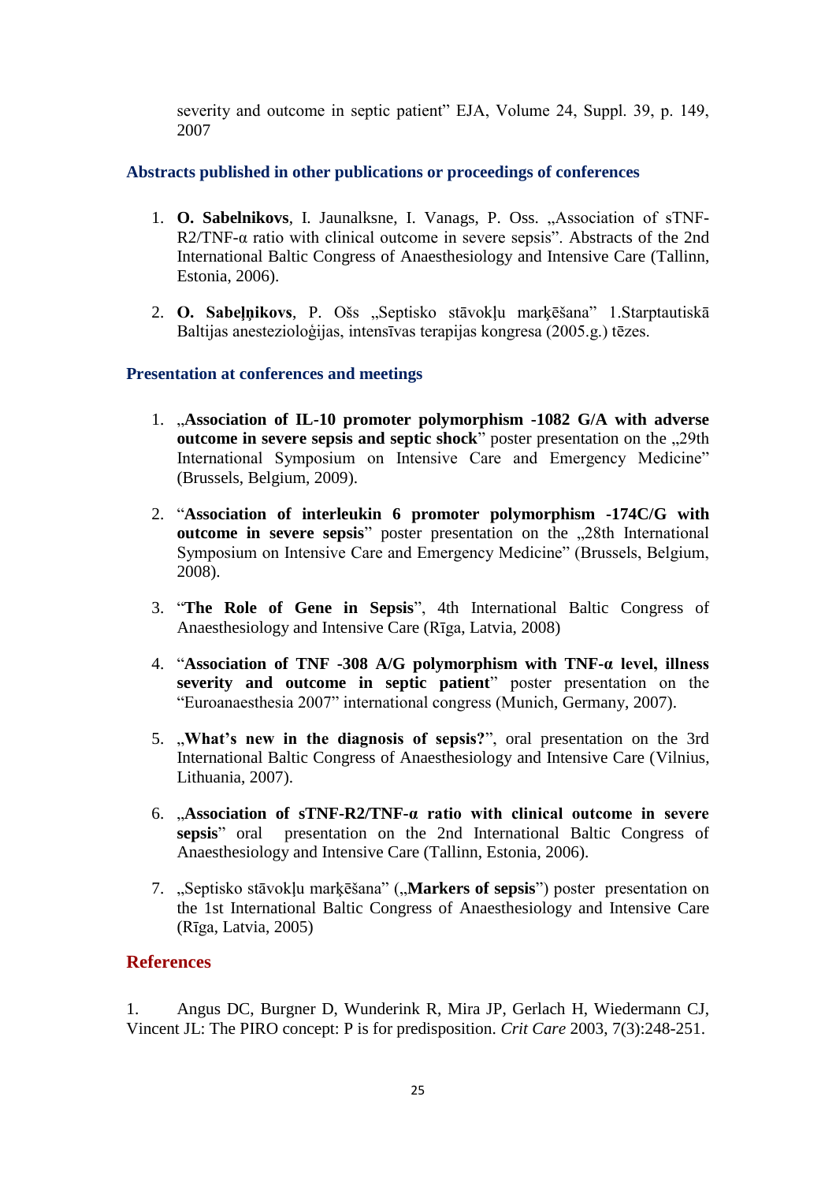severity and outcome in septic patient" EJA, Volume 24, Suppl. 39, p. 149, 2007

### Abstracts published in other publications or proceedings of conferences

1. **O. Sabelnikovs**, I. Jaunalksne, I. Vanags, P. Oss. „Association of sTNF-R2/TNF-α ratio with clinical outcome in severe sepsis". Abstracts of the 2nd International Baltic Congress of Anaesthesiology and Intensive Care (Tallinn, Estonia, 2006).

2. **O. Sabeļņikovs**, P. Ošs „Septisko stāvokļu marķēšana" 1.Starptautiskā Baltijas anestezioloģijas, intensīvas terapijas kongresa (2005.g.) tēzes.

### Presentation at conferences and meetings

1. „**Association of IL-10 promoter polymorphism -1082 G/A with adverse outcome in severe sepsis and septic shock**" poster presentation on the „29th International Symposium on Intensive Care and Emergency Medicine" (Brussels, Belgium, 2009).

2. "**Association of interleukin 6 promoter polymorphism -174C/G with outcome in severe sepsis**" poster presentation on the „28th International Symposium on Intensive Care and Emergency Medicine" (Brussels, Belgium, 2008).

3. "**The Role of Gene in Sepsis**", 4th International Baltic Congress of Anaesthesiology and Intensive Care (Rīga, Latvia, 2008)

4. "**Association of TNF -308 A/G polymorphism with TNF-α level, illness severity and outcome in septic patient**" poster presentation on the "Euroanaesthesia 2007" international congress (Munich, Germany, 2007).

5. „**What's new in the diagnosis of sepsis?**", oral presentation on the 3rd International Baltic Congress of Anaesthesiology and Intensive Care (Vilnius, Lithuania, 2007).

6. „**Association of sTNF-R2/TNF-α ratio with clinical outcome in severe sepsis**" oral presentation on the 2nd International Baltic Congress of Anaesthesiology and Intensive Care (Tallinn, Estonia, 2006).

7. „Septisko stāvokļu marķēšana" („**Markers of sepsis**") poster presentation on the 1st International Baltic Congress of Anaesthesiology and Intensive Care (Rīga, Latvia, 2005)

## References

1. Angus DC, Burgner D, Wunderink R, Mira JP, Gerlach H, Wiedermann CJ, Vincent JL: The PIRO concept: P is for predisposition. *Crit Care* 2003, 7(3):248-251.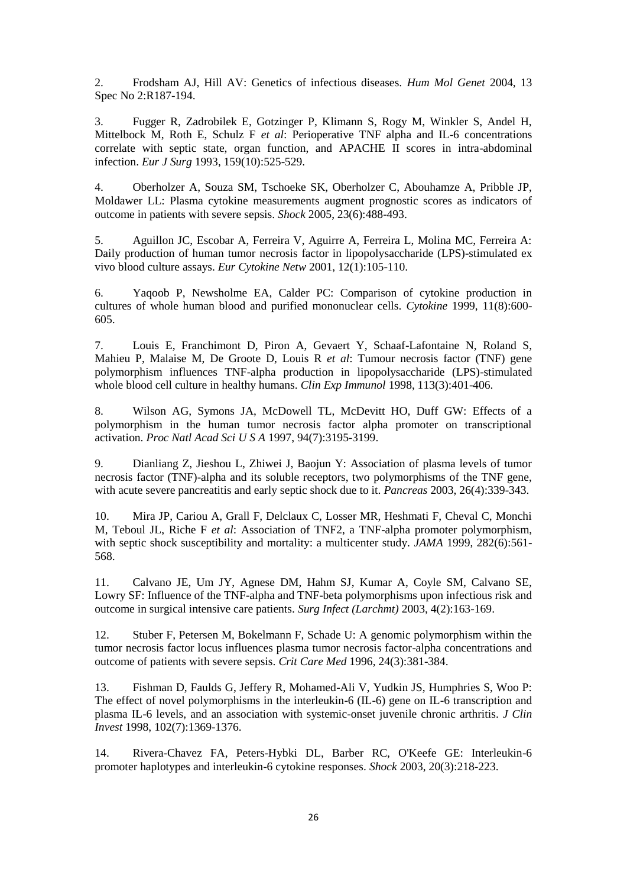2. Frodsham AJ, Hill AV: Genetics of infectious diseases. *Hum Mol Genet* 2004, 13 Spec No 2:R187-194.

3. Fugger R, Zadrobilek E, Gotzinger P, Klimann S, Rogy M, Winkler S, Andel H, Mittelbock M, Roth E, Schulz F *et al*: Perioperative TNF alpha and IL-6 concentrations correlate with septic state, organ function, and APACHE II scores in intra-abdominal infection. *Eur J Surg* 1993, 159(10):525-529.

4. Oberholzer A, Souza SM, Tschoeke SK, Oberholzer C, Abouhamze A, Pribble JP, Moldawer LL: Plasma cytokine measurements augment prognostic scores as indicators of outcome in patients with severe sepsis. *Shock* 2005, 23(6):488-493.

5. Aguillon JC, Escobar A, Ferreira V, Aguirre A, Ferreira L, Molina MC, Ferreira A: Daily production of human tumor necrosis factor in lipopolysaccharide (LPS)-stimulated ex vivo blood culture assays. *Eur Cytokine Netw* 2001, 12(1):105-110.

6. Yaqoob P, Newsholme EA, Calder PC: Comparison of cytokine production in cultures of whole human blood and purified mononuclear cells. *Cytokine* 1999, 11(8):600-605.

7. Louis E, Franchimont D, Piron A, Gevaert Y, Schaaf-Lafontaine N, Roland S, Mahieu P, Malaise M, De Groote D, Louis R *et al*: Tumour necrosis factor (TNF) gene polymorphism influences TNF-alpha production in lipopolysaccharide (LPS)-stimulated whole blood cell culture in healthy humans. *Clin Exp Immunol* 1998, 113(3):401-406.

8. Wilson AG, Symons JA, McDowell TL, McDevitt HO, Duff GW: Effects of a polymorphism in the human tumor necrosis factor alpha promoter on transcriptional activation. *Proc Natl Acad Sci U S A* 1997, 94(7):3195-3199.

9. Dianliang Z, Jieshou L, Zhiwei J, Baojun Y: Association of plasma levels of tumor necrosis factor (TNF)-alpha and its soluble receptors, two polymorphisms of the TNF gene, with acute severe pancreatitis and early septic shock due to it. *Pancreas* 2003, 26(4):339-343.

10. Mira JP, Cariou A, Grall F, Delclaux C, Losser MR, Heshmati F, Cheval C, Monchi M, Teboul JL, Riche F *et al*: Association of TNF2, a TNF-alpha promoter polymorphism, with septic shock susceptibility and mortality: a multicenter study. *JAMA* 1999, 282(6):561-568.

11. Calvano JE, Um JY, Agnese DM, Hahm SJ, Kumar A, Coyle SM, Calvano SE, Lowry SF: Influence of the TNF-alpha and TNF-beta polymorphisms upon infectious risk and outcome in surgical intensive care patients. *Surg Infect (Larchmt)* 2003, 4(2):163-169.

12. Stuber F, Petersen M, Bokelmann F, Schade U: A genomic polymorphism within the tumor necrosis factor locus influences plasma tumor necrosis factor-alpha concentrations and outcome of patients with severe sepsis. *Crit Care Med* 1996, 24(3):381-384.

13. Fishman D, Faulds G, Jeffery R, Mohamed-Ali V, Yudkin JS, Humphries S, Woo P: The effect of novel polymorphisms in the interleukin-6 (IL-6) gene on IL-6 transcription and plasma IL-6 levels, and an association with systemic-onset juvenile chronic arthritis. *J Clin Invest* 1998, 102(7):1369-1376.

14. Rivera-Chavez FA, Peters-Hybki DL, Barber RC, O'Keefe GE: Interleukin-6 promoter haplotypes and interleukin-6 cytokine responses. *Shock* 2003, 20(3):218-223.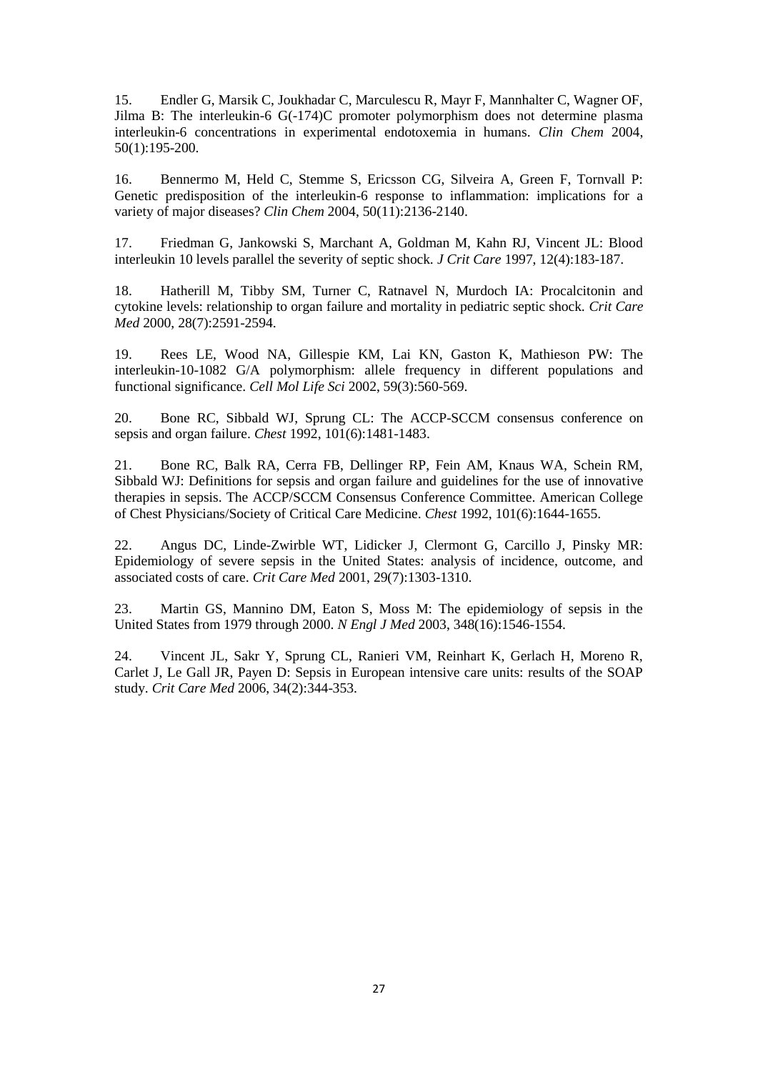15. Endler G, Marsik C, Joukhadar C, Marculescu R, Mayr F, Mannhalter C, Wagner OF, Jilma B: The interleukin-6 G(-174)C promoter polymorphism does not determine plasma interleukin-6 concentrations in experimental endotoxemia in humans. *Clin Chem* 2004, 50(1):195-200.

16. Bennermo M, Held C, Stemme S, Ericsson CG, Silveira A, Green F, Tornvall P: Genetic predisposition of the interleukin-6 response to inflammation: implications for a variety of major diseases? *Clin Chem* 2004, 50(11):2136-2140.

17. Friedman G, Jankowski S, Marchant A, Goldman M, Kahn RJ, Vincent JL: Blood interleukin 10 levels parallel the severity of septic shock. *J Crit Care* 1997, 12(4):183-187.

18. Hatherill M, Tibby SM, Turner C, Ratnavel N, Murdoch IA: Procalcitonin and cytokine levels: relationship to organ failure and mortality in pediatric septic shock. *Crit Care Med* 2000, 28(7):2591-2594.

19. Rees LE, Wood NA, Gillespie KM, Lai KN, Gaston K, Mathieson PW: The interleukin-10-1082 G/A polymorphism: allele frequency in different populations and functional significance. *Cell Mol Life Sci* 2002, 59(3):560-569.

20. Bone RC, Sibbald WJ, Sprung CL: The ACCP-SCCM consensus conference on sepsis and organ failure. *Chest* 1992, 101(6):1481-1483.

21. Bone RC, Balk RA, Cerra FB, Dellinger RP, Fein AM, Knaus WA, Schein RM, Sibbald WJ: Definitions for sepsis and organ failure and guidelines for the use of innovative therapies in sepsis. The ACCP/SCCM Consensus Conference Committee. American College of Chest Physicians/Society of Critical Care Medicine. *Chest* 1992, 101(6):1644-1655.

22. Angus DC, Linde-Zwirble WT, Lidicker J, Clermont G, Carcillo J, Pinsky MR: Epidemiology of severe sepsis in the United States: analysis of incidence, outcome, and associated costs of care. *Crit Care Med* 2001, 29(7):1303-1310.

23. Martin GS, Mannino DM, Eaton S, Moss M: The epidemiology of sepsis in the United States from 1979 through 2000. *N Engl J Med* 2003, 348(16):1546-1554.

24. Vincent JL, Sakr Y, Sprung CL, Ranieri VM, Reinhart K, Gerlach H, Moreno R, Carlet J, Le Gall JR, Payen D: Sepsis in European intensive care units: results of the SOAP study. *Crit Care Med* 2006, 34(2):344-353.